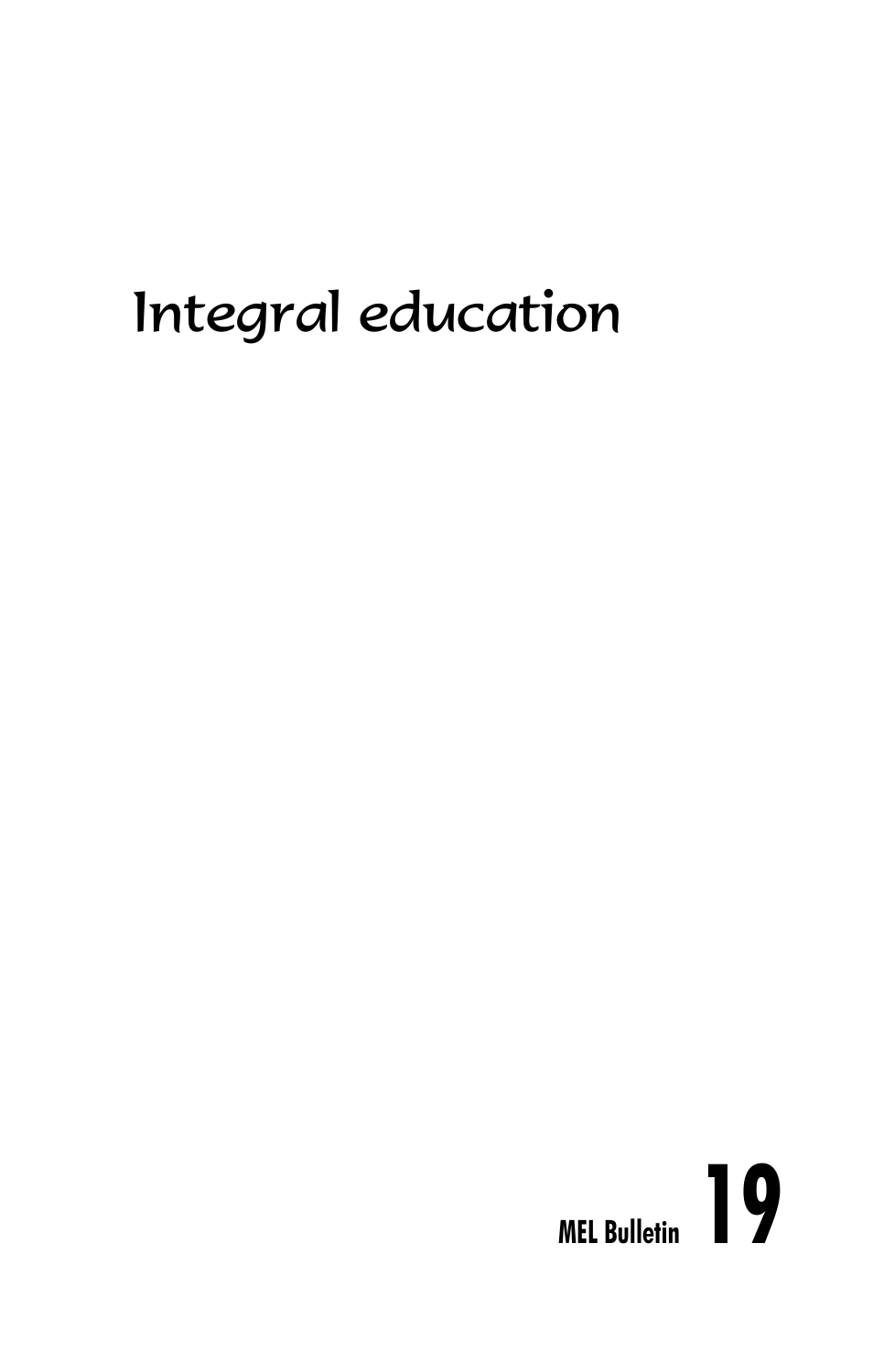# Integral education

MEL Bulletin **19**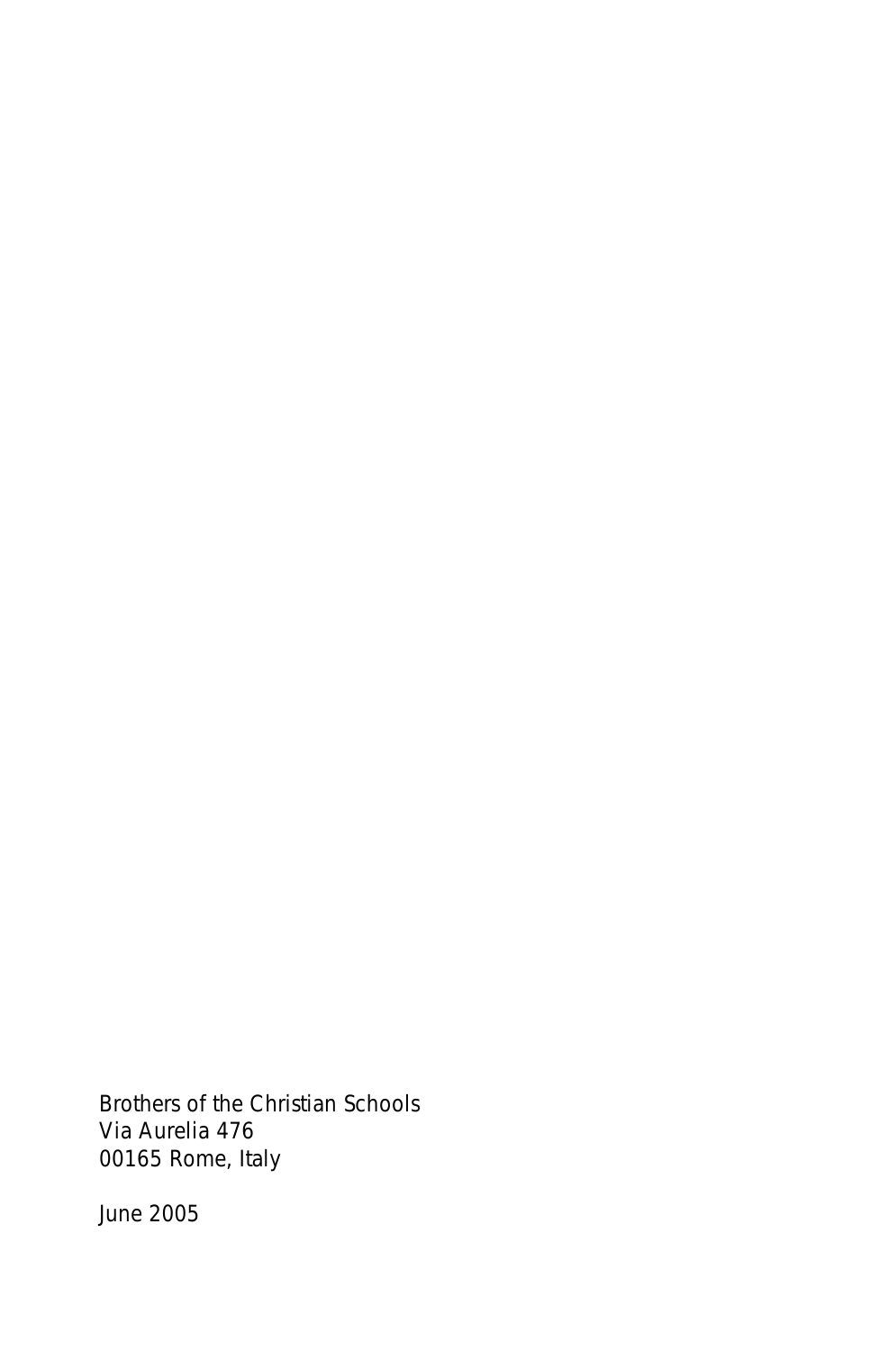Brothers of the Christian Schools
Via Aurelia 476
00165 Rome, Italy

June 2005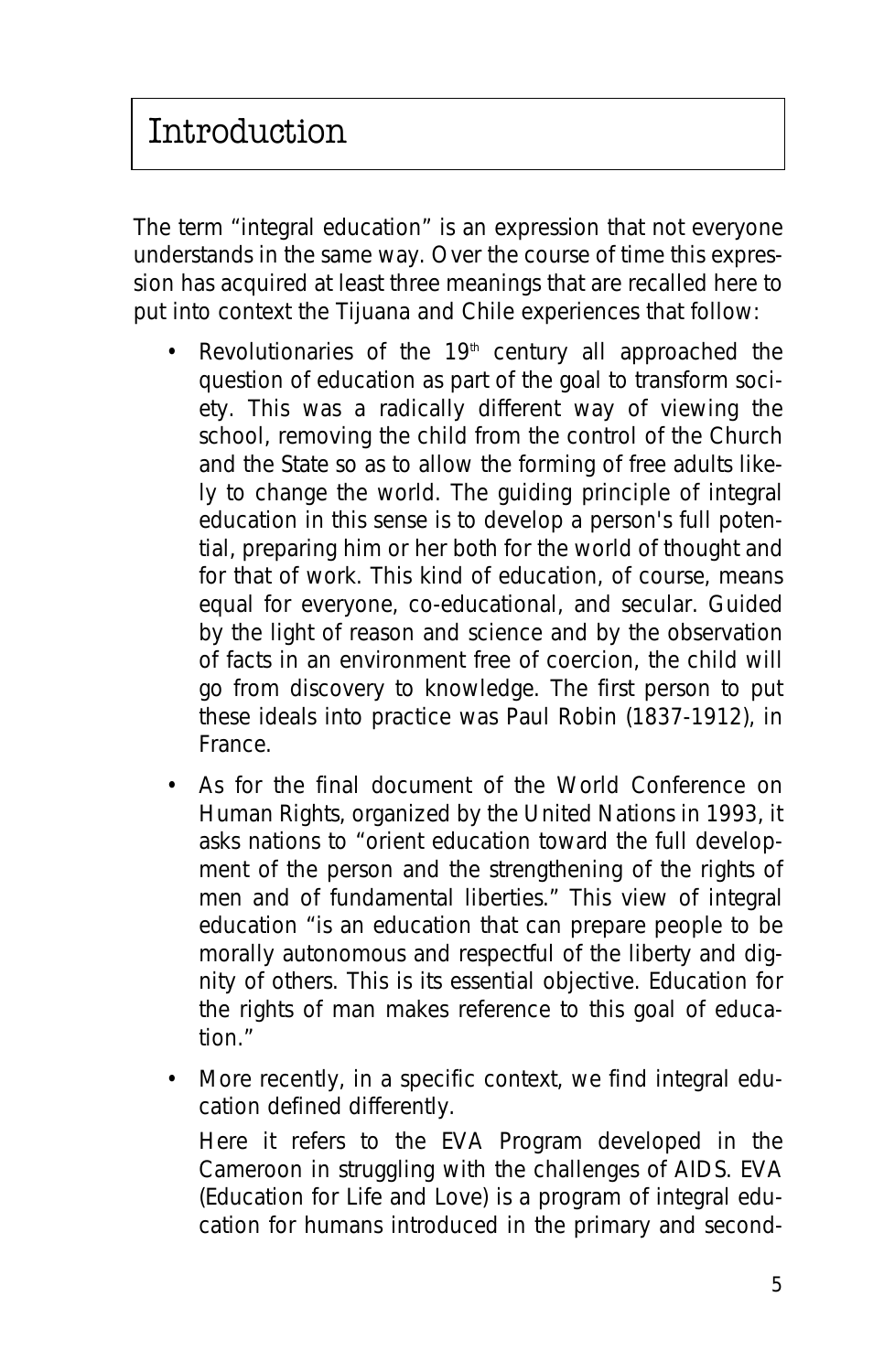# Introduction

The term "integral education" is an expression that not everyone understands in the same way. Over the course of time this expression has acquired at least three meanings that are recalled here to put into context the Tijuana and Chile experiences that follow:

- Revolutionaries of the 19th century all approached the question of education as part of the goal to transform society. This was a radically different way of viewing the school, removing the child from the control of the Church and the State so as to allow the forming of free adults likely to change the world. The guiding principle of integral education in this sense is to develop a person's full potential, preparing him or her both for the world of thought and for that of work. This kind of education, of course, means equal for everyone, co-educational, and secular. Guided by the light of reason and science and by the observation of facts in an environment free of coercion, the child will go from discovery to knowledge. The first person to put these ideals into practice was Paul Robin (1837-1912), in France.
- As for the final document of the World Conference on Human Rights, organized by the United Nations in 1993, it asks nations to "orient education toward the full development of the person and the strengthening of the rights of men and of fundamental liberties." This view of integral education "is an education that can prepare people to be morally autonomous and respectful of the liberty and dignity of others. This is its essential objective. Education for the rights of man makes reference to this goal of education."
- More recently, in a specific context, we find integral education defined differently.

  Here it refers to the EVA Program developed in the Cameroon in struggling with the challenges of AIDS. EVA (Education for Life and Love) is a program of integral education for humans introduced in the primary and second-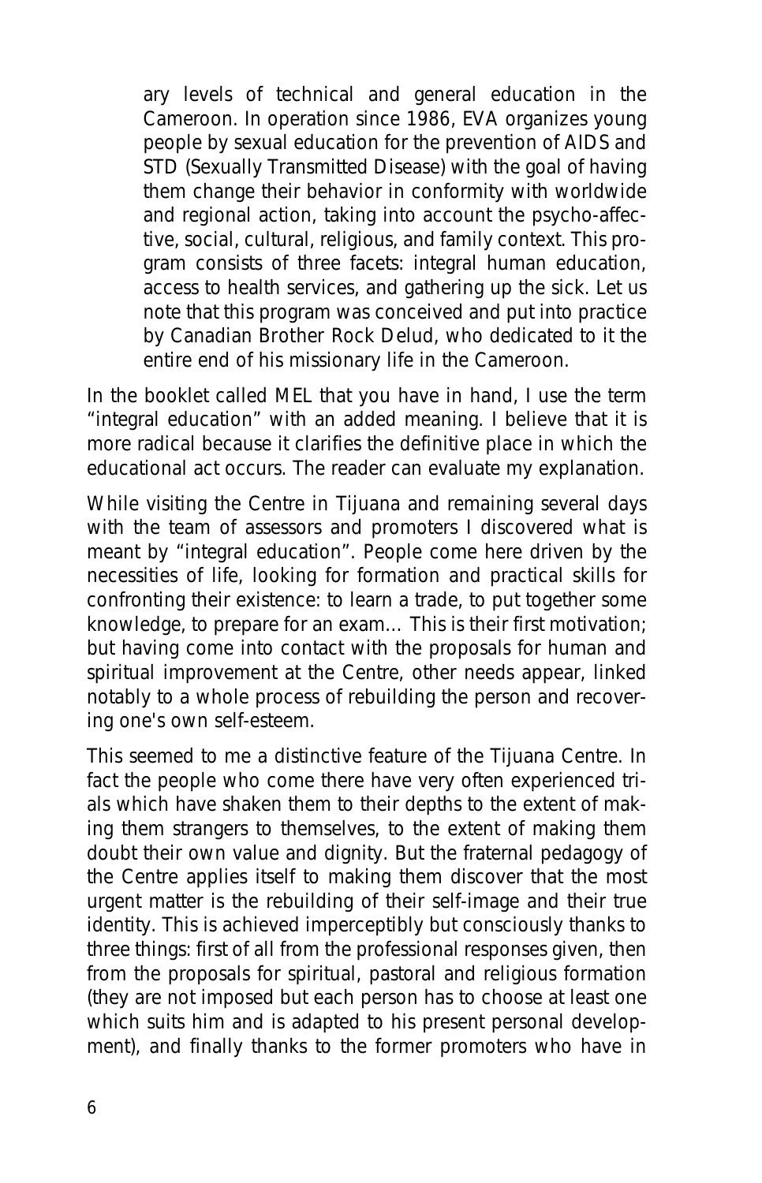> ary levels of technical and general education in the Cameroon. In operation since 1986, EVA organizes young people by sexual education for the prevention of AIDS and STD (Sexually Transmitted Disease) with the goal of having them change their behavior in conformity with worldwide and regional action, taking into account the psycho-affective, social, cultural, religious, and family context. This program consists of three facets: integral human education, access to health services, and gathering up the sick. Let us note that this program was conceived and put into practice by Canadian Brother Rock Delud, who dedicated to it the entire end of his missionary life in the Cameroon.

In the booklet called MEL that you have in hand, I use the term "integral education" with an added meaning. I believe that it is more radical because it clarifies the definitive place in which the educational act occurs. The reader can evaluate my explanation.

While visiting the Centre in Tijuana and remaining several days with the team of assessors and promoters I discovered what is meant by "integral education". People come here driven by the necessities of life, looking for formation and practical skills for confronting their existence: to learn a trade, to put together some knowledge, to prepare for an exam… This is their first motivation; but having come into contact with the proposals for human and spiritual improvement at the Centre, other needs appear, linked notably to a whole process of rebuilding the person and recovering one's own self-esteem.

This seemed to me a distinctive feature of the Tijuana Centre. In fact the people who come there have very often experienced trials which have shaken them to their depths to the extent of making them strangers to themselves, to the extent of making them doubt their own value and dignity. But the fraternal pedagogy of the Centre applies itself to making them discover that the most urgent matter is the rebuilding of their self-image and their true identity. This is achieved imperceptibly but consciously thanks to three things: first of all from the professional responses given, then from the proposals for spiritual, pastoral and religious formation (they are not imposed but each person has to choose at least one which suits him and is adapted to his present personal development), and finally thanks to the former promoters who have in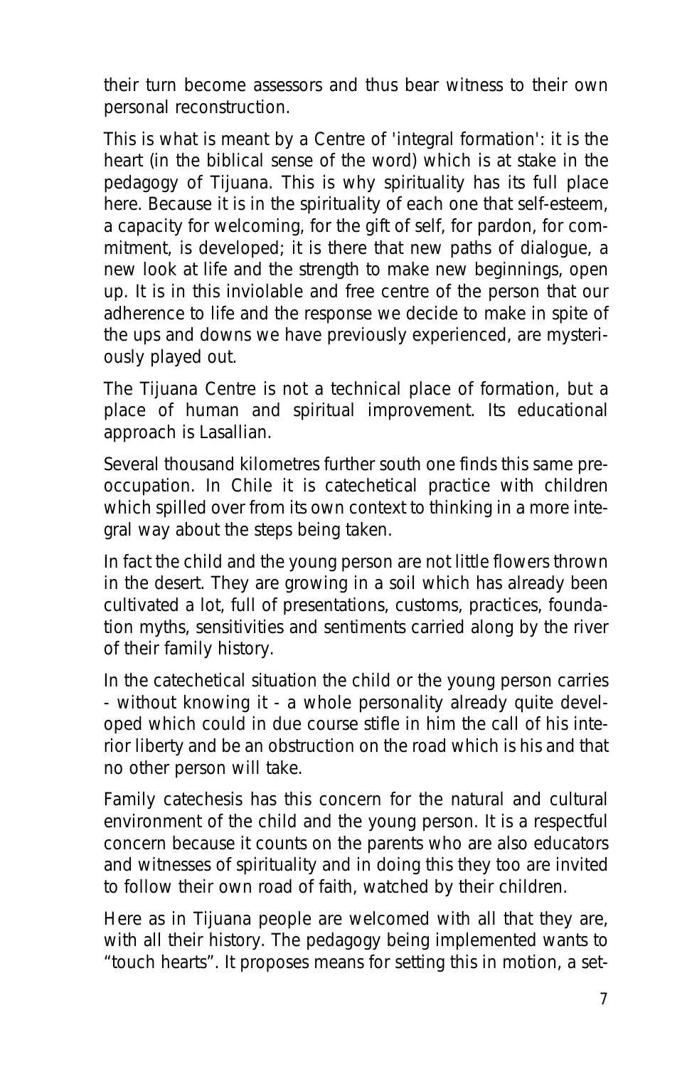their turn become assessors and thus bear witness to their own personal reconstruction.

This is what is meant by a Centre of 'integral formation': it is the heart (in the biblical sense of the word) which is at stake in the pedagogy of Tijuana. This is why spirituality has its full place here. Because it is in the spirituality of each one that self-esteem, a capacity for welcoming, for the gift of self, for pardon, for commitment, is developed; it is there that new paths of dialogue, a new look at life and the strength to make new beginnings, open up. It is in this inviolable and free centre of the person that our adherence to life and the response we decide to make in spite of the ups and downs we have previously experienced, are mysteriously played out.

The Tijuana Centre is not a technical place of formation, but a place of human and spiritual improvement. Its educational approach is Lasallian.

Several thousand kilometres further south one finds this same preoccupation. In Chile it is catechetical practice with children which spilled over from its own context to thinking in a more integral way about the steps being taken.

In fact the child and the young person are not little flowers thrown in the desert. They are growing in a soil which has already been cultivated a lot, full of presentations, customs, practices, foundation myths, sensitivities and sentiments carried along by the river of their family history.

In the catechetical situation the child or the young person carries - without knowing it - a whole personality already quite developed which could in due course stifle in him the call of his interior liberty and be an obstruction on the road which is his and that no other person will take.

Family catechesis has this concern for the natural and cultural environment of the child and the young person. It is a respectful concern because it counts on the parents who are also educators and witnesses of spirituality and in doing this they too are invited to follow their own road of faith, watched by their children.

Here as in Tijuana people are welcomed with all that they are, with all their history. The pedagogy being implemented wants to "touch hearts". It proposes means for setting this in motion, a set-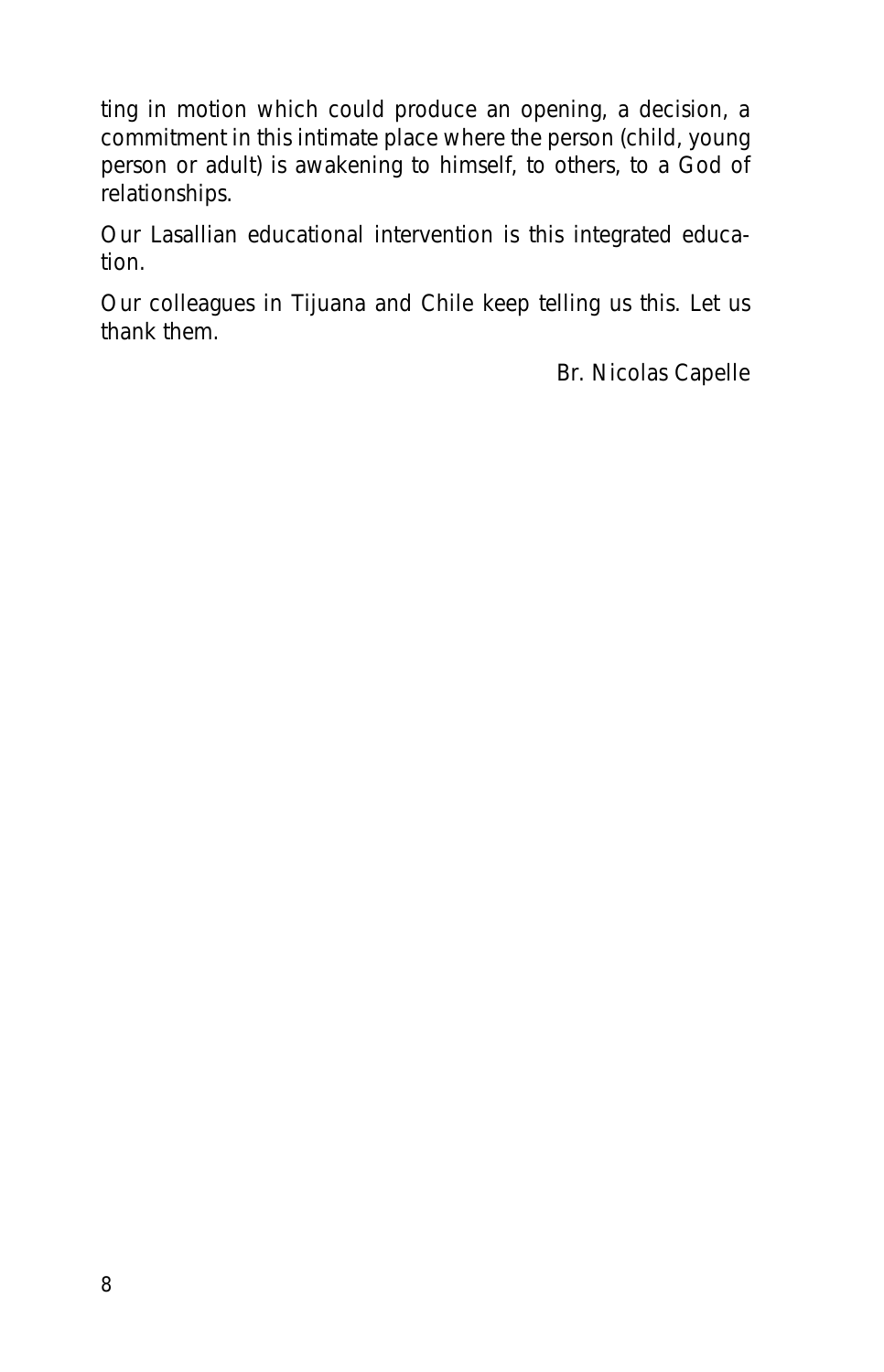ting in motion which could produce an opening, a decision, a commitment in this intimate place where the person (child, young person or adult) is awakening to himself, to others, to a God of relationships.

Our Lasallian educational intervention is this integrated education.

Our colleagues in Tijuana and Chile keep telling us this. Let us thank them.

Br. Nicolas Capelle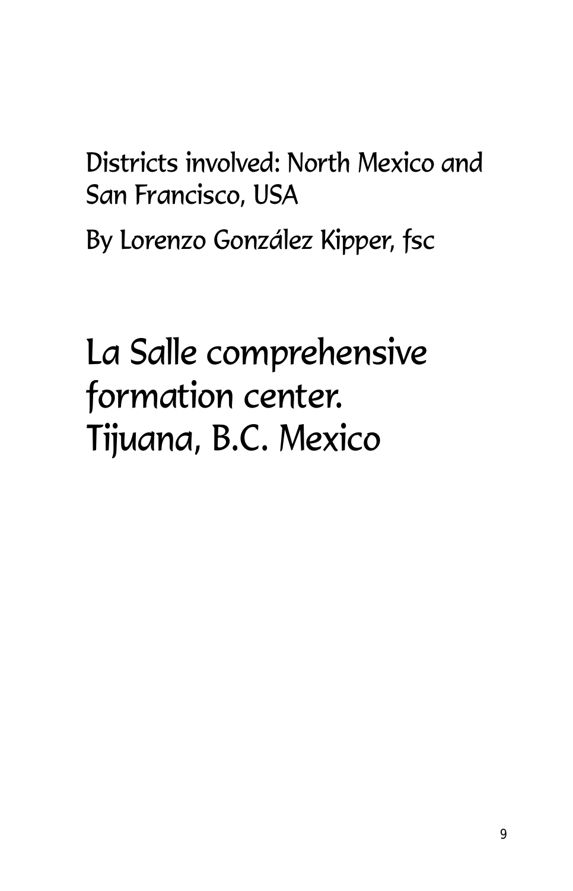Districts involved: North Mexico and San Francisco, USA

By Lorenzo González Kipper, fsc

# La Salle comprehensive formation center. Tijuana, B.C. Mexico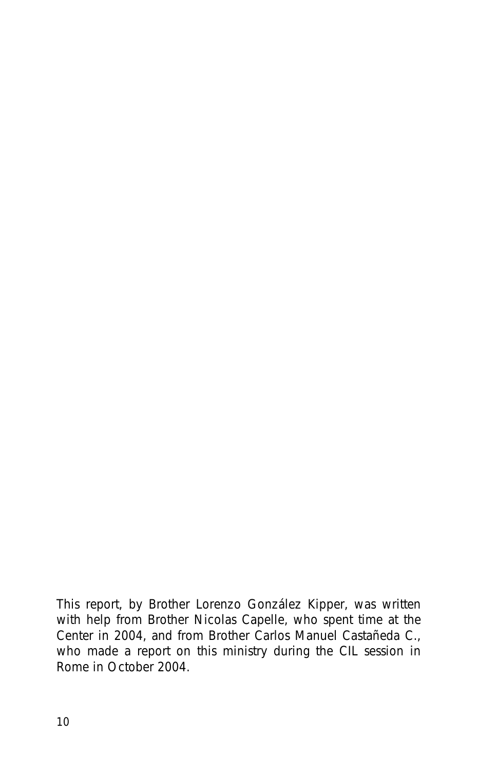*This report, by Brother Lorenzo González Kipper, was written with help from Brother Nicolas Capelle, who spent time at the Center in 2004, and from Brother Carlos Manuel Castañeda C., who made a report on this ministry during the CIL session in Rome in October 2004.*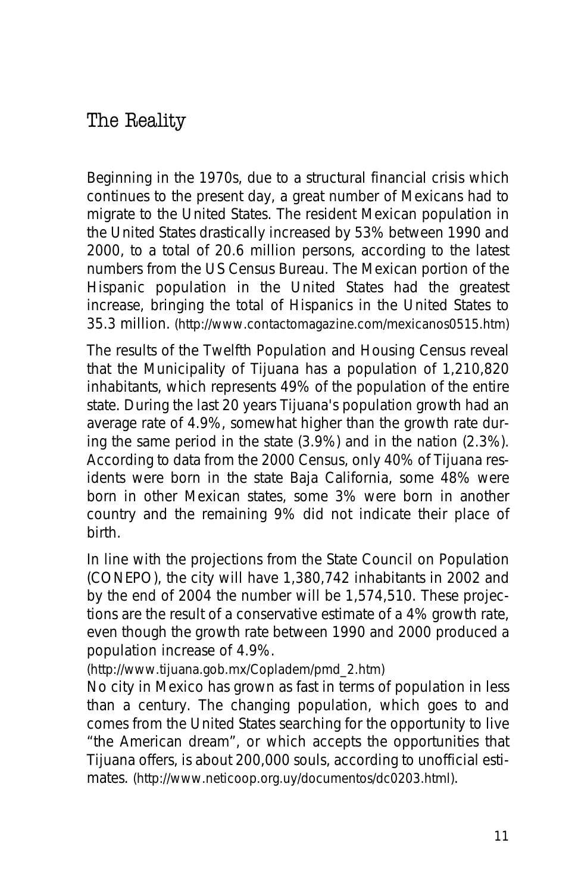## The Reality

Beginning in the 1970s, due to a structural financial crisis which continues to the present day, a great number of Mexicans had to migrate to the United States. The resident Mexican population in the United States drastically increased by 53% between 1990 and 2000, to a total of 20.6 million persons, according to the latest numbers from the US Census Bureau. The Mexican portion of the Hispanic population in the United States had the greatest increase, bringing the total of Hispanics in the United States to 35.3 million. (http://www.contactomagazine.com/mexicanos0515.htm)

The results of the Twelfth Population and Housing Census reveal that the Municipality of Tijuana has a population of 1,210,820 inhabitants, which represents 49% of the population of the entire state. During the last 20 years Tijuana's population growth had an average rate of 4.9%, somewhat higher than the growth rate during the same period in the state (3.9%) and in the nation (2.3%). According to data from the 2000 Census, only 40% of Tijuana residents were born in the state Baja California, some 48% were born in other Mexican states, some 3% were born in another country and the remaining 9% did not indicate their place of birth.

In line with the projections from the State Council on Population (CONEPO), the city will have 1,380,742 inhabitants in 2002 and by the end of 2004 the number will be 1,574,510. These projections are the result of a conservative estimate of a 4% growth rate, even though the growth rate between 1990 and 2000 produced a population increase of 4.9%.
(http://www.tijuana.gob.mx/Coplادem/pmd_2.htm)

No city in Mexico has grown as fast in terms of population in less than a century. The changing population, which goes to and comes from the United States searching for the opportunity to live "the American dream", or which accepts the opportunities that Tijuana offers, is about 200,000 souls, according to unofficial estimates. (http://www.neticoop.org.uy/documentos/dc0203.html).

## The Reality

Beginning in the 1970s, due to a structural financial crisis which continues to the present day, a great number of Mexicans had to migrate to the United States. The resident Mexican population in the United States drastically increased by 53% between 1990 and 2000, to a total of 20.6 million persons, according to the latest numbers from the US Census Bureau. The Mexican portion of the Hispanic population in the United States had the greatest increase, bringing the total of Hispanics in the United States to 35.3 million. (http://www.contactomagazine.com/mexicanos0515.htm)

The results of the Twelfth Population and Housing Census reveal that the Municipality of Tijuana has a population of 1,210,820 inhabitants, which represents 49% of the population of the entire state. During the last 20 years Tijuana's population growth had an average rate of 4.9%, somewhat higher than the growth rate during the same period in the state (3.9%) and in the nation (2.3%). According to data from the 2000 Census, only 40% of Tijuana residents were born in the state Baja California, some 48% were born in other Mexican states, some 3% were born in another country and the remaining 9% did not indicate their place of birth.

In line with the projections from the State Council on Population (CONEPO), the city will have 1,380,742 inhabitants in 2002 and by the end of 2004 the number will be 1,574,510. These projections are the result of a conservative estimate of a 4% growth rate, even though the growth rate between 1990 and 2000 produced a population increase of 4.9%.
(http://www.tijuana.gob.mx/Copladem/pmd_2.htm)

No city in Mexico has grown as fast in terms of population in less than a century. The changing population, which goes to and comes from the United States searching for the opportunity to live "the American dream", or which accepts the opportunities that Tijuana offers, is about 200,000 souls, according to unofficial estimates. (http://www.neticoop.org.uy/documentos/dc0203.html).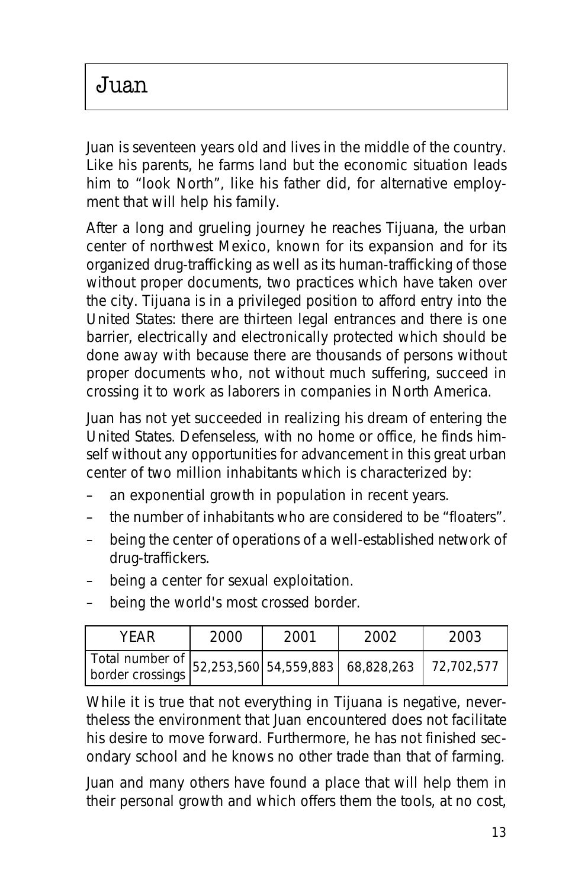# Juan

Juan is seventeen years old and lives in the middle of the country. Like his parents, he farms land but the economic situation leads him to "look North", like his father did, for alternative employment that will help his family.

After a long and grueling journey he reaches Tijuana, the urban center of northwest Mexico, known for its expansion and for its organized drug-trafficking as well as its human-trafficking of those without proper documents, two practices which have taken over the city. Tijuana is in a privileged position to afford entry into the United States: there are thirteen legal entrances and there is one barrier, electrically and electronically protected which should be done away with because there are thousands of persons without proper documents who, not without much suffering, succeed in crossing it to work as laborers in companies in North America.

Juan has not yet succeeded in realizing his dream of entering the United States. Defenseless, with no home or office, he finds himself without any opportunities for advancement in this great urban center of two million inhabitants which is characterized by:

- an exponential growth in population in recent years.
- the number of inhabitants who are considered to be "floaters".
- being the center of operations of a well-established network of drug-traffickers.
- being a center for sexual exploitation.
- being the world's most crossed border.

| YEAR | 2000 | 2001 | 2002 | 2003 |
|---|---|---|---|---|
| Total number of border crossings | 52,253,560 | 54,559,883 | 68,828,263 | 72,702,577 |

While it is true that not everything in Tijuana is negative, nevertheless the environment that Juan encountered does not facilitate his desire to move forward. Furthermore, he has not finished secondary school and he knows no other trade than that of farming.

Juan and many others have found a place that will help them in their personal growth and which offers them the tools, at no cost,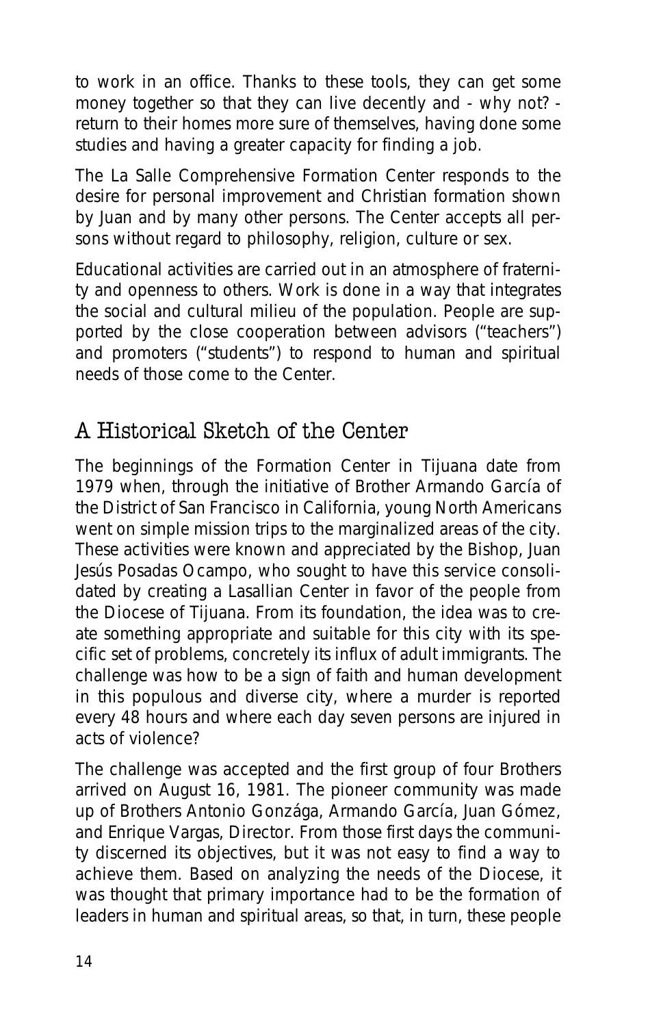to work in an office. Thanks to these tools, they can get some money together so that they can live decently and - why not? - return to their homes more sure of themselves, having done some studies and having a greater capacity for finding a job.

The La Salle Comprehensive Formation Center responds to the desire for personal improvement and Christian formation shown by Juan and by many other persons. The Center accepts all persons without regard to philosophy, religion, culture or sex.

Educational activities are carried out in an atmosphere of fraternity and openness to others. Work is done in a way that integrates the social and cultural milieu of the population. People are supported by the close cooperation between advisors ("teachers") and promoters ("students") to respond to human and spiritual needs of those come to the Center.

## A Historical Sketch of the Center

The beginnings of the Formation Center in Tijuana date from 1979 when, through the initiative of Brother Armando García of the District of San Francisco in California, young North Americans went on simple mission trips to the marginalized areas of the city. These activities were known and appreciated by the Bishop, Juan Jesús Posadas Ocampo, who sought to have this service consolidated by creating a Lasallian Center in favor of the people from the Diocese of Tijuana. From its foundation, the idea was to create something appropriate and suitable for this city with its specific set of problems, concretely its influx of adult immigrants. The challenge was how to be a sign of faith and human development in this populous and diverse city, where a murder is reported every 48 hours and where each day seven persons are injured in acts of violence?

The challenge was accepted and the first group of four Brothers arrived on August 16, 1981. The pioneer community was made up of Brothers Antonio Gonzága, Armando García, Juan Gómez, and Enrique Vargas, Director. From those first days the community discerned its objectives, but it was not easy to find a way to achieve them. Based on analyzing the needs of the Diocese, it was thought that primary importance had to be the formation of leaders in human and spiritual areas, so that, in turn, these people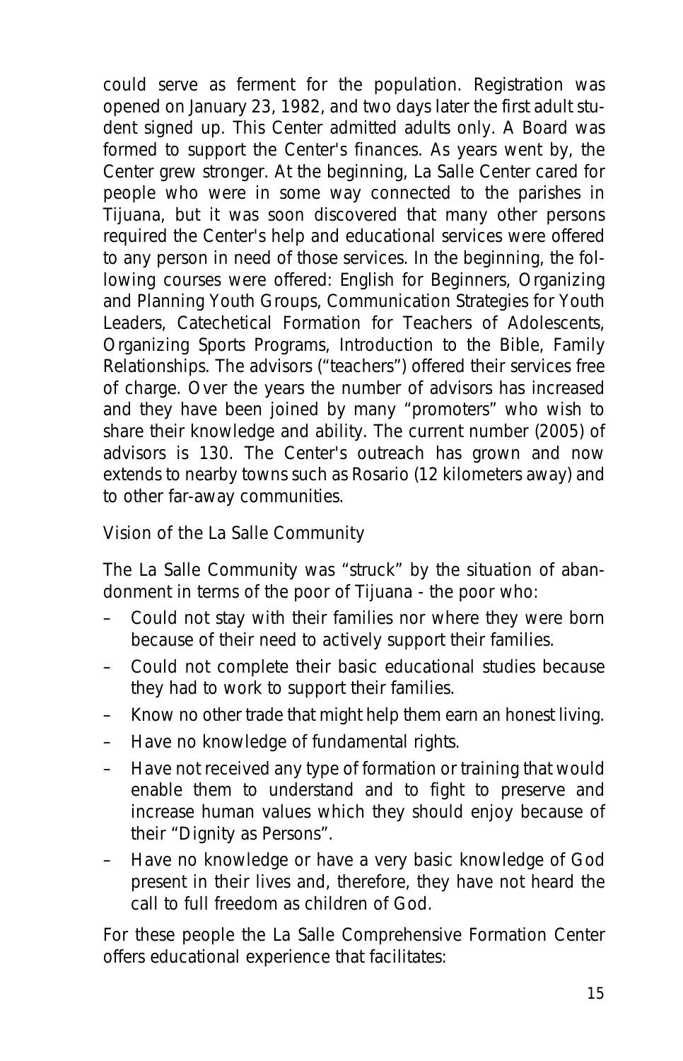could serve as ferment for the population. Registration was opened on January 23, 1982, and two days later the first adult student signed up. This Center admitted adults only. A Board was formed to support the Center's finances. As years went by, the Center grew stronger. At the beginning, La Salle Center cared for people who were in some way connected to the parishes in Tijuana, but it was soon discovered that many other persons required the Center's help and educational services were offered to any person in need of those services. In the beginning, the following courses were offered: English for Beginners, Organizing and Planning Youth Groups, Communication Strategies for Youth Leaders, Catechetical Formation for Teachers of Adolescents, Organizing Sports Programs, Introduction to the Bible, Family Relationships. The advisors ("teachers") offered their services free of charge. Over the years the number of advisors has increased and they have been joined by many "promoters" who wish to share their knowledge and ability. The current number (2005) of advisors is 130. The Center's outreach has grown and now extends to nearby towns such as Rosario (12 kilometers away) and to other far-away communities.

## Vision of the La Salle Community

The La Salle Community was "struck" by the situation of abandonment in terms of the poor of Tijuana - the poor who:

- Could not stay with their families nor where they were born because of their need to actively support their families.
- Could not complete their basic educational studies because they had to work to support their families.
- Know no other trade that might help them earn an honest living.
- Have no knowledge of fundamental rights.
- Have not received any type of formation or training that would enable them to understand and to fight to preserve and increase human values which they should enjoy because of their "Dignity as Persons".
- Have no knowledge or have a very basic knowledge of God present in their lives and, therefore, they have not heard the call to full freedom as children of God.

For these people the La Salle Comprehensive Formation Center offers educational experience that facilitates: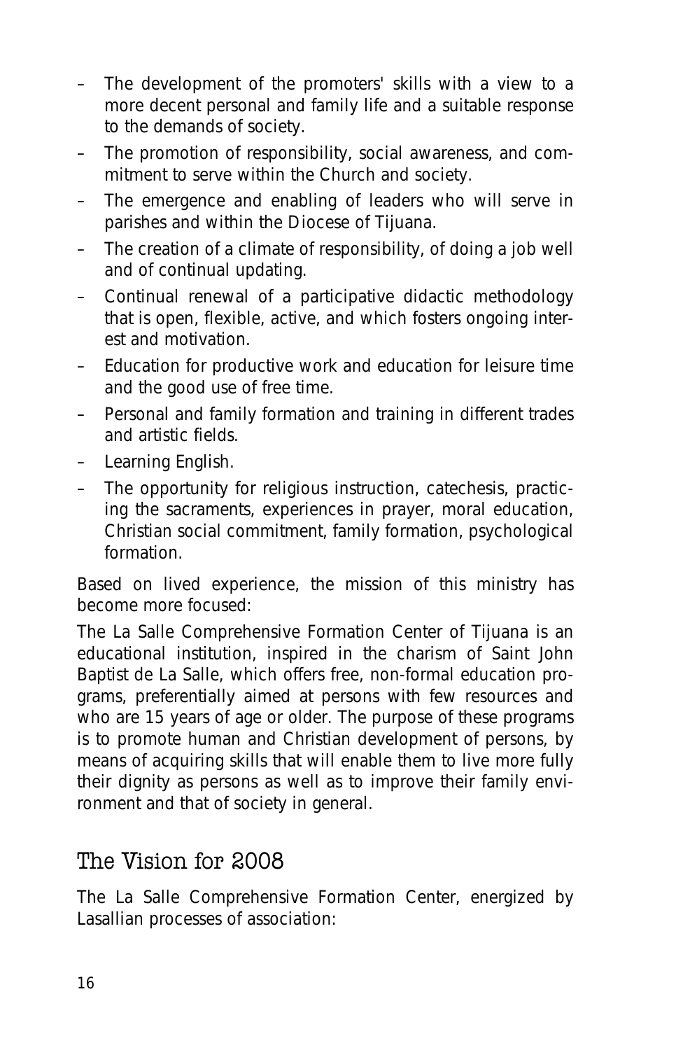- The development of the promoters' skills with a view to a more decent personal and family life and a suitable response to the demands of society.
- The promotion of responsibility, social awareness, and commitment to serve within the Church and society.
- The emergence and enabling of leaders who will serve in parishes and within the Diocese of Tijuana.
- The creation of a climate of responsibility, of doing a job well and of continual updating.
- Continual renewal of a participative didactic methodology that is open, flexible, active, and which fosters ongoing interest and motivation.
- Education for productive work and education for leisure time and the good use of free time.
- Personal and family formation and training in different trades and artistic fields.
- Learning English.
- The opportunity for religious instruction, catechesis, practicing the sacraments, experiences in prayer, moral education, Christian social commitment, family formation, psychological formation.

Based on lived experience, the mission of this ministry has become more focused:

The La Salle Comprehensive Formation Center of Tijuana is an educational institution, inspired in the charism of Saint John Baptist de La Salle, which offers free, non-formal education programs, preferentially aimed at persons with few resources and who are 15 years of age or older. The purpose of these programs is to promote human and Christian development of persons, by means of acquiring skills that will enable them to live more fully their dignity as persons as well as to improve their family environment and that of society in general.

## The Vision for 2008

The La Salle Comprehensive Formation Center, energized by Lasallian processes of association: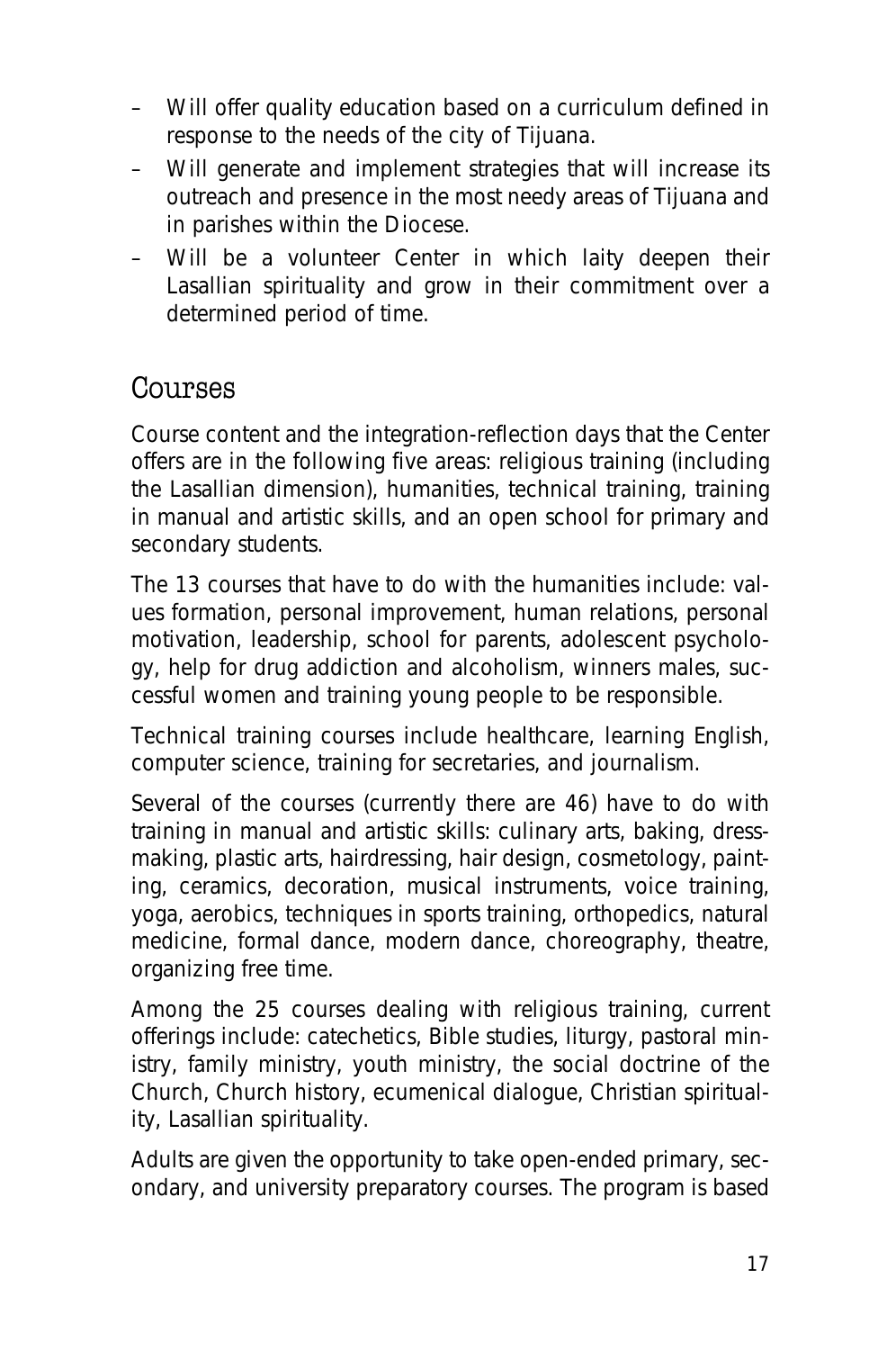- Will offer quality education based on a curriculum defined in response to the needs of the city of Tijuana.
- Will generate and implement strategies that will increase its outreach and presence in the most needy areas of Tijuana and in parishes within the Diocese.
- Will be a volunteer Center in which laity deepen their Lasallian spirituality and grow in their commitment over a determined period of time.

## Courses

Course content and the integration-reflection days that the Center offers are in the following five areas: religious training (including the Lasallian dimension), humanities, technical training, training in manual and artistic skills, and an open school for primary and secondary students.

The 13 courses that have to do with the humanities include: values formation, personal improvement, human relations, personal motivation, leadership, school for parents, adolescent psychology, help for drug addiction and alcoholism, winners males, successful women and training young people to be responsible.

Technical training courses include healthcare, learning English, computer science, training for secretaries, and journalism.

Several of the courses (currently there are 46) have to do with training in manual and artistic skills: culinary arts, baking, dressmaking, plastic arts, hairdressing, hair design, cosmetology, painting, ceramics, decoration, musical instruments, voice training, yoga, aerobics, techniques in sports training, orthopedics, natural medicine, formal dance, modern dance, choreography, theatre, organizing free time.

Among the 25 courses dealing with religious training, current offerings include: catechetics, Bible studies, liturgy, pastoral ministry, family ministry, youth ministry, the social doctrine of the Church, Church history, ecumenical dialogue, Christian spirituality, Lasallian spirituality.

Adults are given the opportunity to take open-ended primary, secondary, and university preparatory courses. The program is based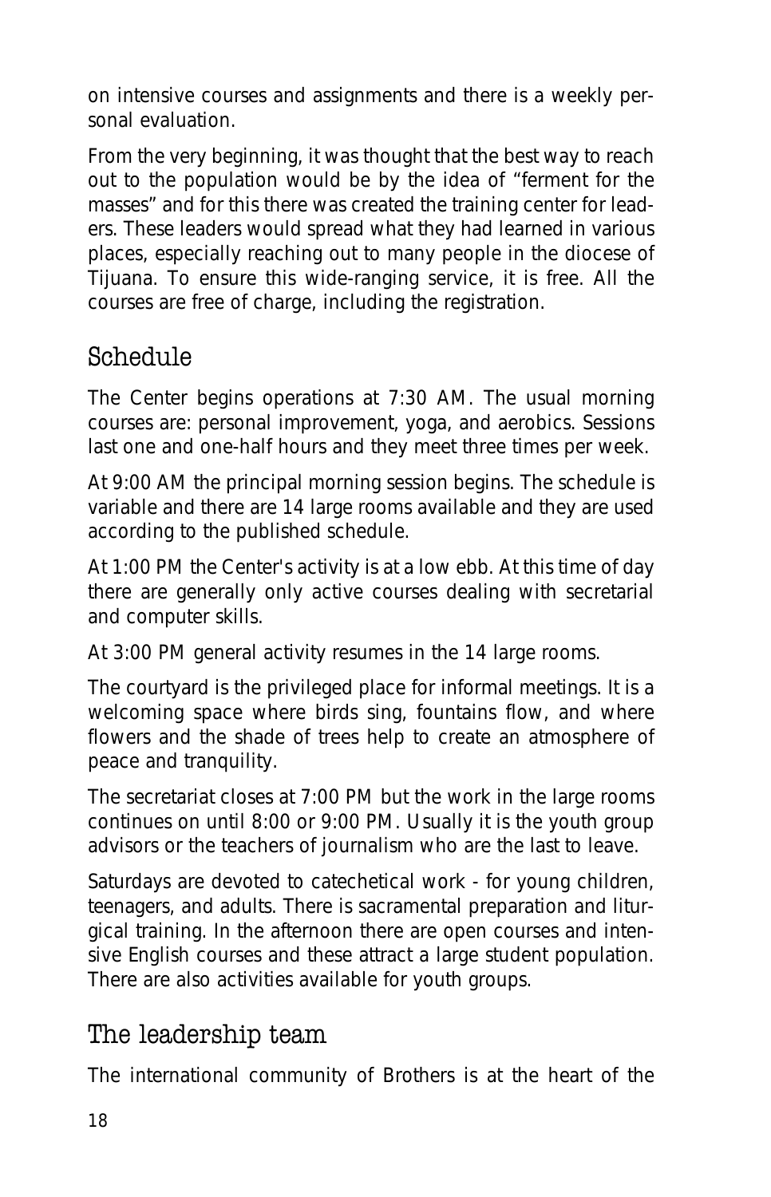on intensive courses and assignments and there is a weekly personal evaluation.

From the very beginning, it was thought that the best way to reach out to the population would be by the idea of "ferment for the masses" and for this there was created the training center for leaders. These leaders would spread what they had learned in various places, especially reaching out to many people in the diocese of Tijuana. To ensure this wide-ranging service, it is free. All the courses are free of charge, including the registration.

## Schedule

The Center begins operations at 7:30 AM. The usual morning courses are: personal improvement, yoga, and aerobics. Sessions last one and one-half hours and they meet three times per week.

At 9:00 AM the principal morning session begins. The schedule is variable and there are 14 large rooms available and they are used according to the published schedule.

At 1:00 PM the Center's activity is at a low ebb. At this time of day there are generally only active courses dealing with secretarial and computer skills.

At 3:00 PM general activity resumes in the 14 large rooms.

The courtyard is the privileged place for informal meetings. It is a welcoming space where birds sing, fountains flow, and where flowers and the shade of trees help to create an atmosphere of peace and tranquility.

The secretariat closes at 7:00 PM but the work in the large rooms continues on until 8:00 or 9:00 PM. Usually it is the youth group advisors or the teachers of journalism who are the last to leave.

Saturdays are devoted to catechetical work - for young children, teenagers, and adults. There is sacramental preparation and liturgical training. In the afternoon there are open courses and intensive English courses and these attract a large student population. There are also activities available for youth groups.

## The leadership team

The international community of Brothers is at the heart of the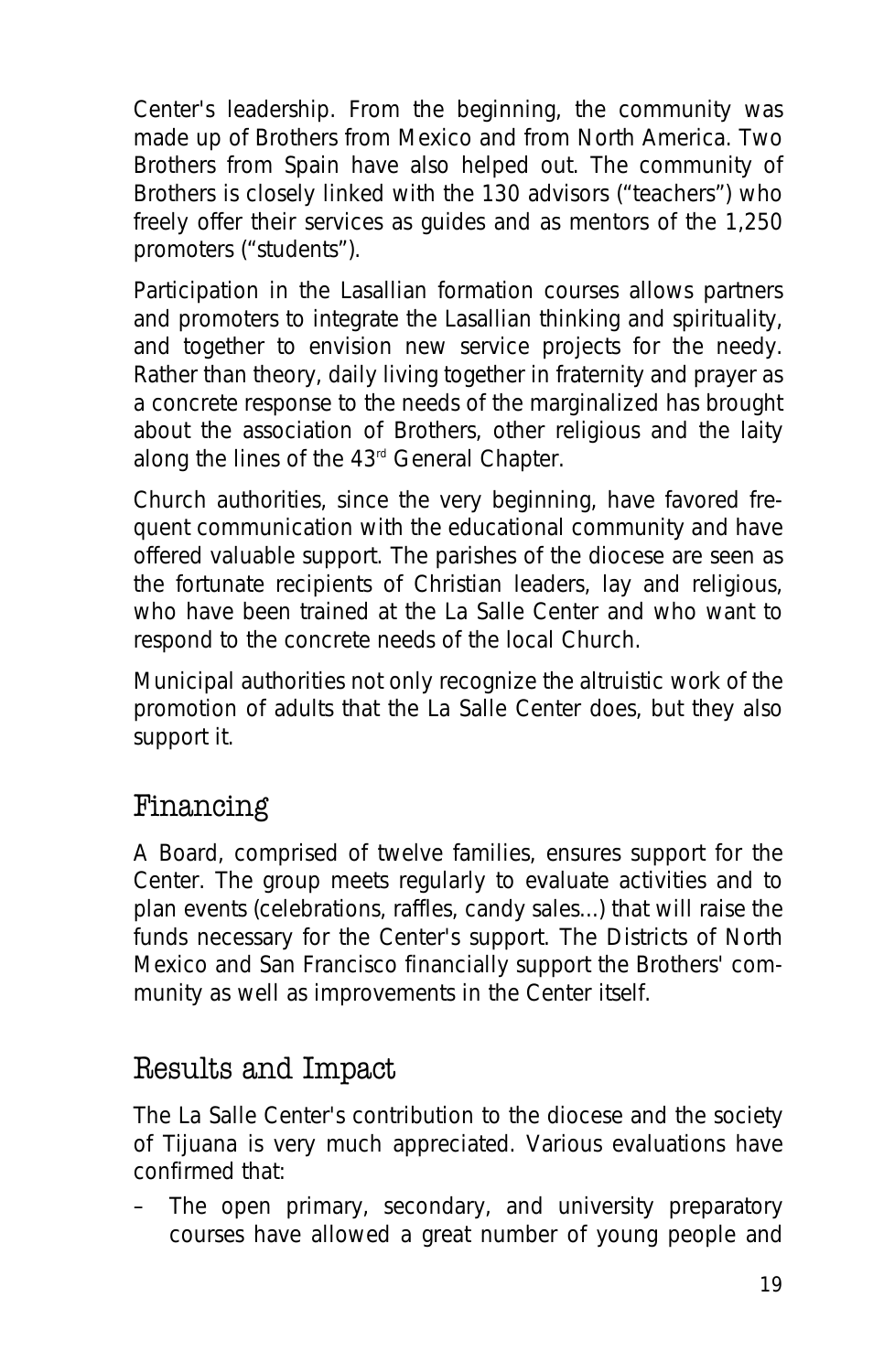Center's leadership. From the beginning, the community was made up of Brothers from Mexico and from North America. Two Brothers from Spain have also helped out. The community of Brothers is closely linked with the 130 advisors ("teachers") who freely offer their services as guides and as mentors of the 1,250 promoters ("students").

Participation in the Lasallian formation courses allows partners and promoters to integrate the Lasallian thinking and spirituality, and together to envision new service projects for the needy. Rather than theory, daily living together in fraternity and prayer as a concrete response to the needs of the marginalized has brought about the association of Brothers, other religious and the laity along the lines of the 43rd General Chapter.

Church authorities, since the very beginning, have favored frequent communication with the educational community and have offered valuable support. The parishes of the diocese are seen as the fortunate recipients of Christian leaders, lay and religious, who have been trained at the La Salle Center and who want to respond to the concrete needs of the local Church.

Municipal authorities not only recognize the altruistic work of the promotion of adults that the La Salle Center does, but they also support it.

## Financing

A Board, comprised of twelve families, ensures support for the Center. The group meets regularly to evaluate activities and to plan events (celebrations, raffles, candy sales...) that will raise the funds necessary for the Center's support. The Districts of North Mexico and San Francisco financially support the Brothers' community as well as improvements in the Center itself.

## Results and Impact

The La Salle Center's contribution to the diocese and the society of Tijuana is very much appreciated. Various evaluations have confirmed that:

– The open primary, secondary, and university preparatory courses have allowed a great number of young people and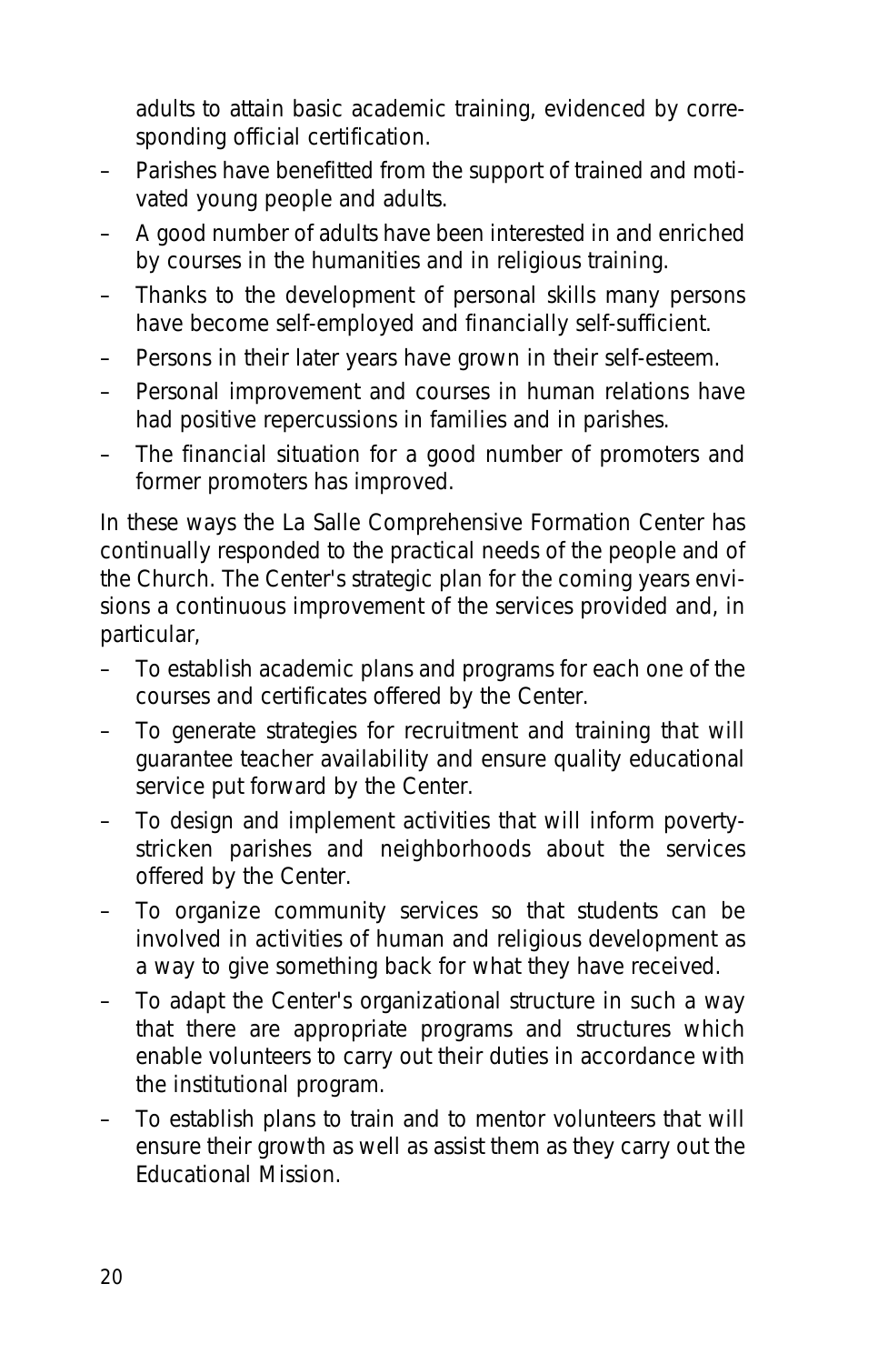adults to attain basic academic training, evidenced by corresponding official certification.

- Parishes have benefitted from the support of trained and motivated young people and adults.
- A good number of adults have been interested in and enriched by courses in the humanities and in religious training.
- Thanks to the development of personal skills many persons have become self-employed and financially self-sufficient.
- Persons in their later years have grown in their self-esteem.
- Personal improvement and courses in human relations have had positive repercussions in families and in parishes.
- The financial situation for a good number of promoters and former promoters has improved.

In these ways the La Salle Comprehensive Formation Center has continually responded to the practical needs of the people and of the Church. The Center's strategic plan for the coming years envisions a continuous improvement of the services provided and, in particular,

- To establish academic plans and programs for each one of the courses and certificates offered by the Center.
- To generate strategies for recruitment and training that will guarantee teacher availability and ensure quality educational service put forward by the Center.
- To design and implement activities that will inform poverty-stricken parishes and neighborhoods about the services offered by the Center.
- To organize community services so that students can be involved in activities of human and religious development as a way to give something back for what they have received.
- To adapt the Center's organizational structure in such a way that there are appropriate programs and structures which enable volunteers to carry out their duties in accordance with the institutional program.
- To establish plans to train and to mentor volunteers that will ensure their growth as well as assist them as they carry out the Educational Mission.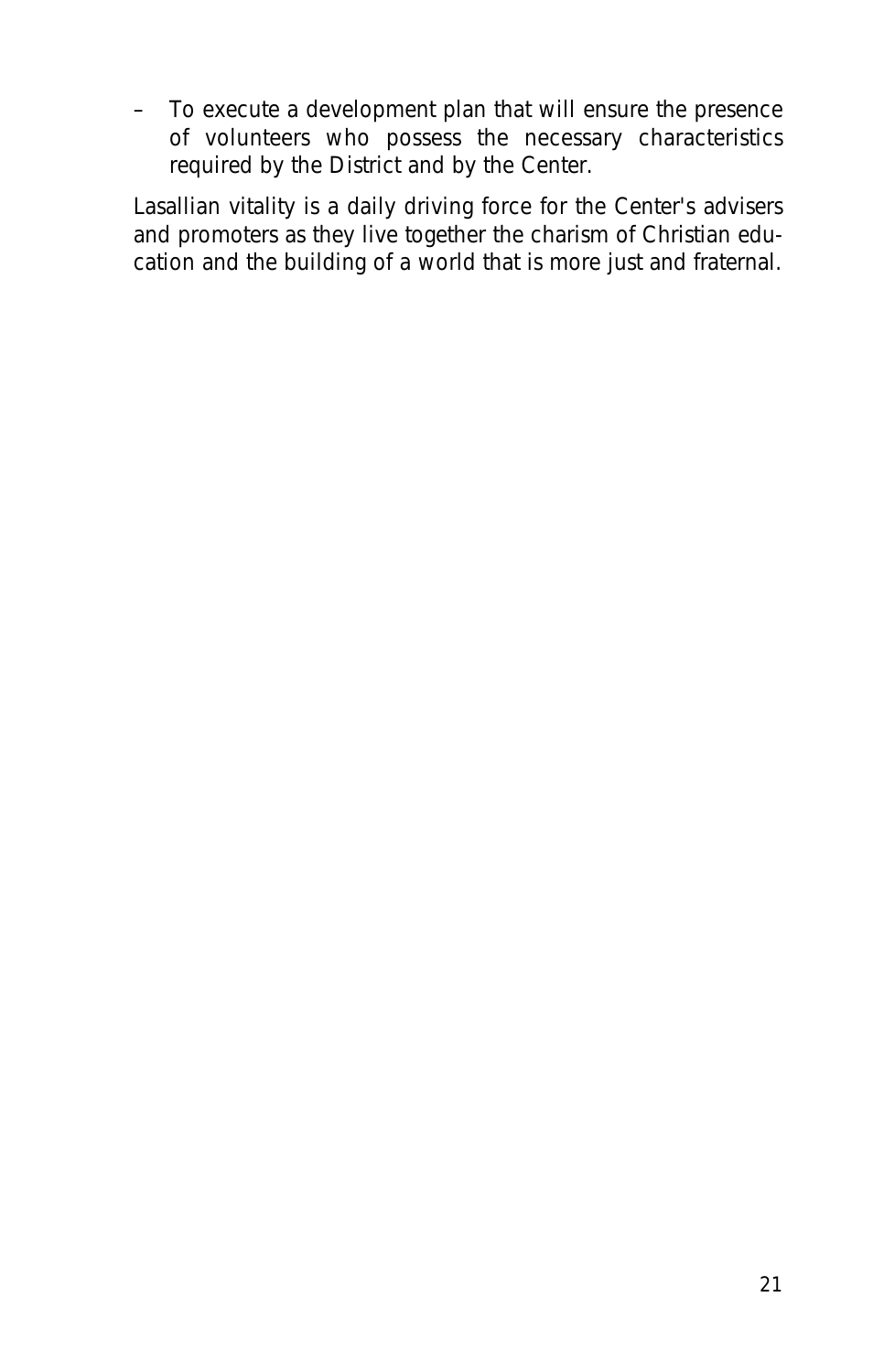- To execute a development plan that will ensure the presence of volunteers who possess the necessary characteristics required by the District and by the Center.

Lasallian vitality is a daily driving force for the Center's advisers and promoters as they live together the charism of Christian education and the building of a world that is more just and fraternal.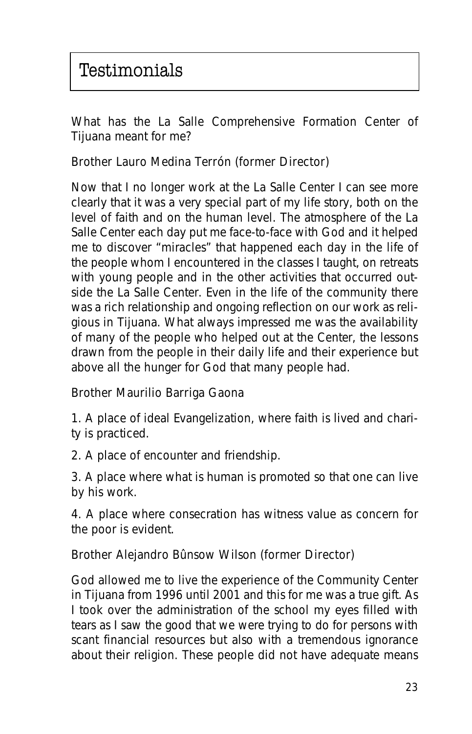# Testimonials

What has the La Salle Comprehensive Formation Center of Tijuana meant for me?

Brother Lauro Medina Terrón (former Director)

Now that I no longer work at the La Salle Center I can see more clearly that it was a very special part of my life story, both on the level of faith and on the human level. The atmosphere of the La Salle Center each day put me face-to-face with God and it helped me to discover "miracles" that happened each day in the life of the people whom I encountered in the classes I taught, on retreats with young people and in the other activities that occurred outside the La Salle Center. Even in the life of the community there was a rich relationship and ongoing reflection on our work as religious in Tijuana. What always impressed me was the availability of many of the people who helped out at the Center, the lessons drawn from the people in their daily life and their experience but above all the hunger for God that many people had.

Brother Maurilio Barriga Gaona

1. A place of ideal Evangelization, where faith is lived and charity is practiced.

2. A place of encounter and friendship.

3. A place where what is human is promoted so that one can live by his work.

4. A place where consecration has witness value as concern for the poor is evident.

Brother Alejandro Bûnsow Wilson (former Director)

God allowed me to live the experience of the Community Center in Tijuana from 1996 until 2001 and this for me was a true gift. As I took over the administration of the school my eyes filled with tears as I saw the good that we were trying to do for persons with scant financial resources but also with a tremendous ignorance about their religion. These people did not have adequate means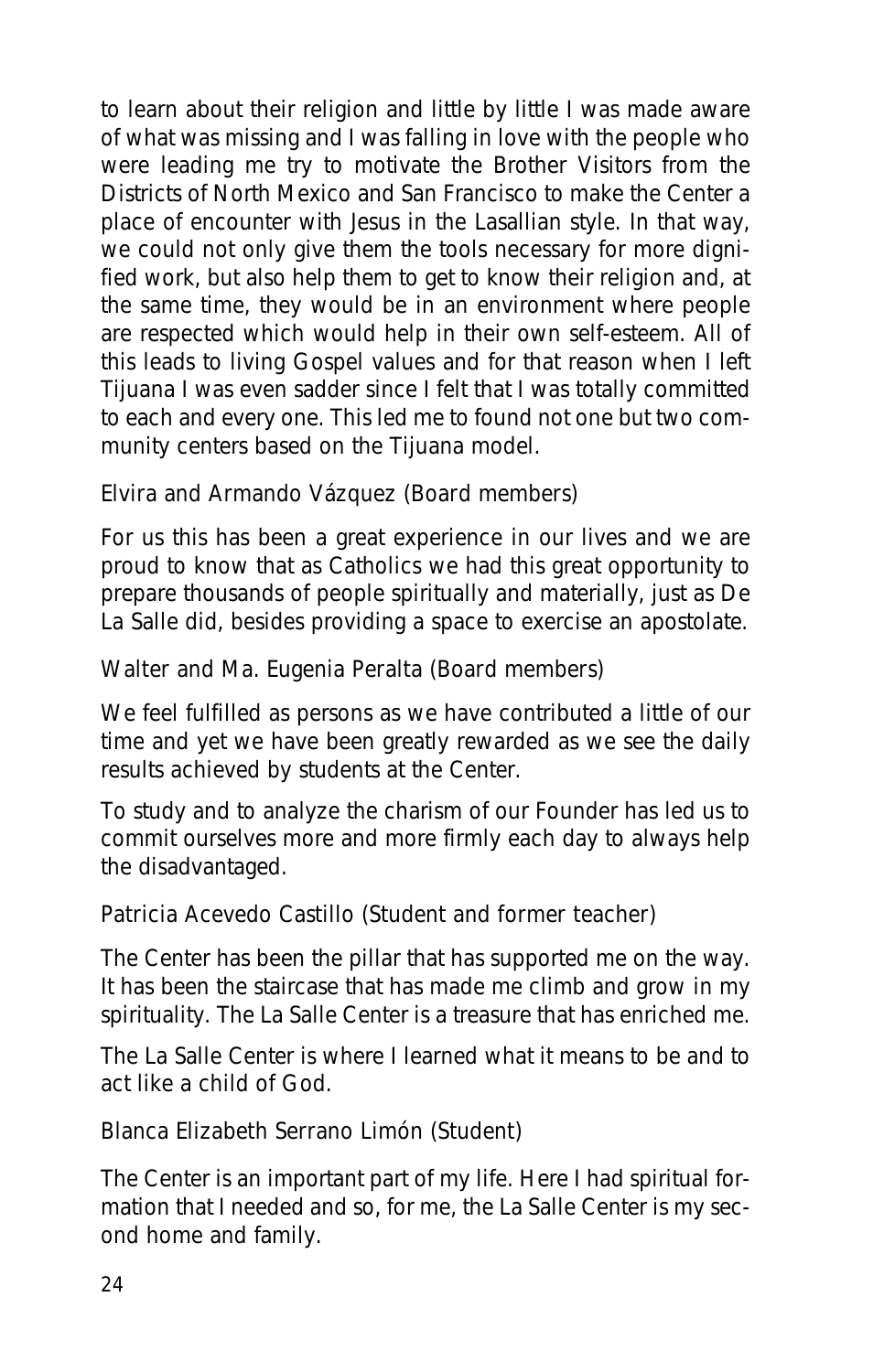to learn about their religion and little by little I was made aware of what was missing and I was falling in love with the people who were leading me try to motivate the Brother Visitors from the Districts of North Mexico and San Francisco to make the Center a place of encounter with Jesus in the Lasallian style. In that way, we could not only give them the tools necessary for more dignified work, but also help them to get to know their religion and, at the same time, they would be in an environment where people are respected which would help in their own self-esteem. All of this leads to living Gospel values and for that reason when I left Tijuana I was even sadder since I felt that I was totally committed to each and every one. This led me to found not one but two community centers based on the Tijuana model.

Elvira and Armando Vázquez (Board members)

For us this has been a great experience in our lives and we are proud to know that as Catholics we had this great opportunity to prepare thousands of people spiritually and materially, just as De La Salle did, besides providing a space to exercise an apostolate.

Walter and Ma. Eugenia Peralta (Board members)

We feel fulfilled as persons as we have contributed a little of our time and yet we have been greatly rewarded as we see the daily results achieved by students at the Center.

To study and to analyze the charism of our Founder has led us to commit ourselves more and more firmly each day to always help the disadvantaged.

Patricia Acevedo Castillo (Student and former teacher)

The Center has been the pillar that has supported me on the way. It has been the staircase that has made me climb and grow in my spirituality. The La Salle Center is a treasure that has enriched me.

The La Salle Center is where I learned what it means to be and to act like a child of God.

Blanca Elizabeth Serrano Limón (Student)

The Center is an important part of my life. Here I had spiritual formation that I needed and so, for me, the La Salle Center is my second home and family.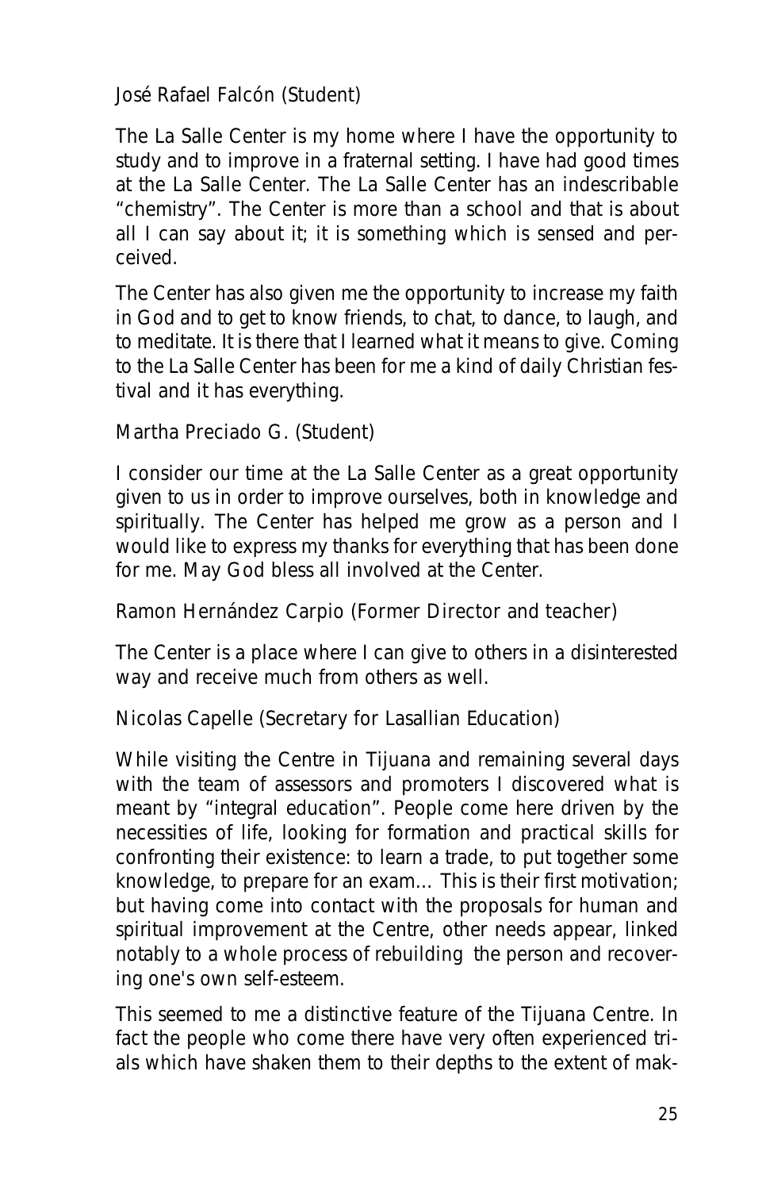José Rafael Falcón (Student)

The La Salle Center is my home where I have the opportunity to study and to improve in a fraternal setting. I have had good times at the La Salle Center. The La Salle Center has an indescribable "chemistry". The Center is more than a school and that is about all I can say about it; it is something which is sensed and perceived.

The Center has also given me the opportunity to increase my faith in God and to get to know friends, to chat, to dance, to laugh, and to meditate. It is there that I learned what it means to give. Coming to the La Salle Center has been for me a kind of daily Christian festival and it has everything.

Martha Preciado G. (Student)

I consider our time at the La Salle Center as a great opportunity given to us in order to improve ourselves, both in knowledge and spiritually. The Center has helped me grow as a person and I would like to express my thanks for everything that has been done for me. May God bless all involved at the Center.

Ramon Hernández Carpio (Former Director and teacher)

The Center is a place where I can give to others in a disinterested way and receive much from others as well.

Nicolas Capelle (Secretary for Lasallian Education)

While visiting the Centre in Tijuana and remaining several days with the team of assessors and promoters I discovered what is meant by "integral education". People come here driven by the necessities of life, looking for formation and practical skills for confronting their existence: to learn a trade, to put together some knowledge, to prepare for an exam... This is their first motivation; but having come into contact with the proposals for human and spiritual improvement at the Centre, other needs appear, linked notably to a whole process of rebuilding the person and recovering one's own self-esteem.

This seemed to me a distinctive feature of the Tijuana Centre. In fact the people who come there have very often experienced trials which have shaken them to their depths to the extent of mak-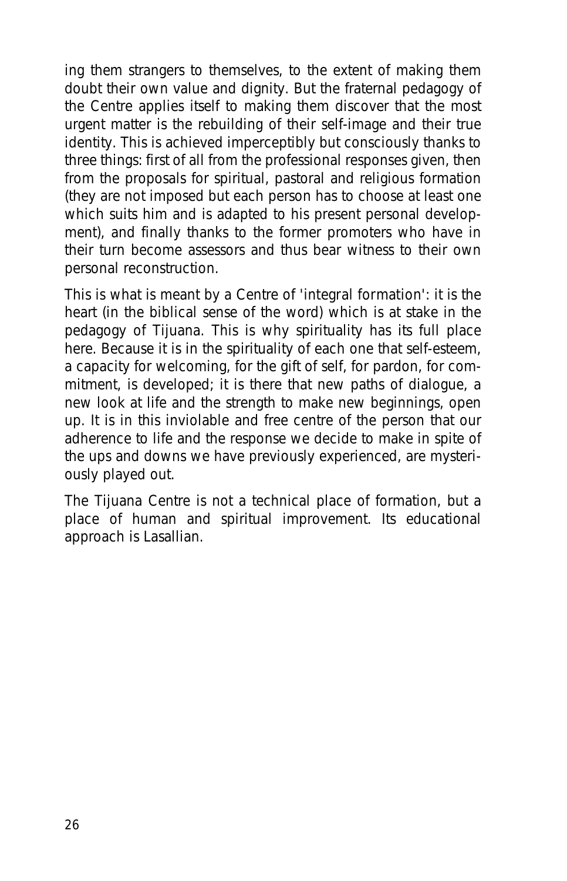ing them strangers to themselves, to the extent of making them doubt their own value and dignity. But the fraternal pedagogy of the Centre applies itself to making them discover that the most urgent matter is the rebuilding of their self-image and their true identity. This is achieved imperceptibly but consciously thanks to three things: first of all from the professional responses given, then from the proposals for spiritual, pastoral and religious formation (they are not imposed but each person has to choose at least one which suits him and is adapted to his present personal development), and finally thanks to the former promoters who have in their turn become assessors and thus bear witness to their own personal reconstruction.

This is what is meant by a Centre of 'integral formation': it is the heart (in the biblical sense of the word) which is at stake in the pedagogy of Tijuana. This is why spirituality has its full place here. Because it is in the spirituality of each one that self-esteem, a capacity for welcoming, for the gift of self, for pardon, for commitment, is developed; it is there that new paths of dialogue, a new look at life and the strength to make new beginnings, open up. It is in this inviolable and free centre of the person that our adherence to life and the response we decide to make in spite of the ups and downs we have previously experienced, are mysteriously played out.

The Tijuana Centre is not a technical place of formation, but a place of human and spiritual improvement. Its educational approach is Lasallian.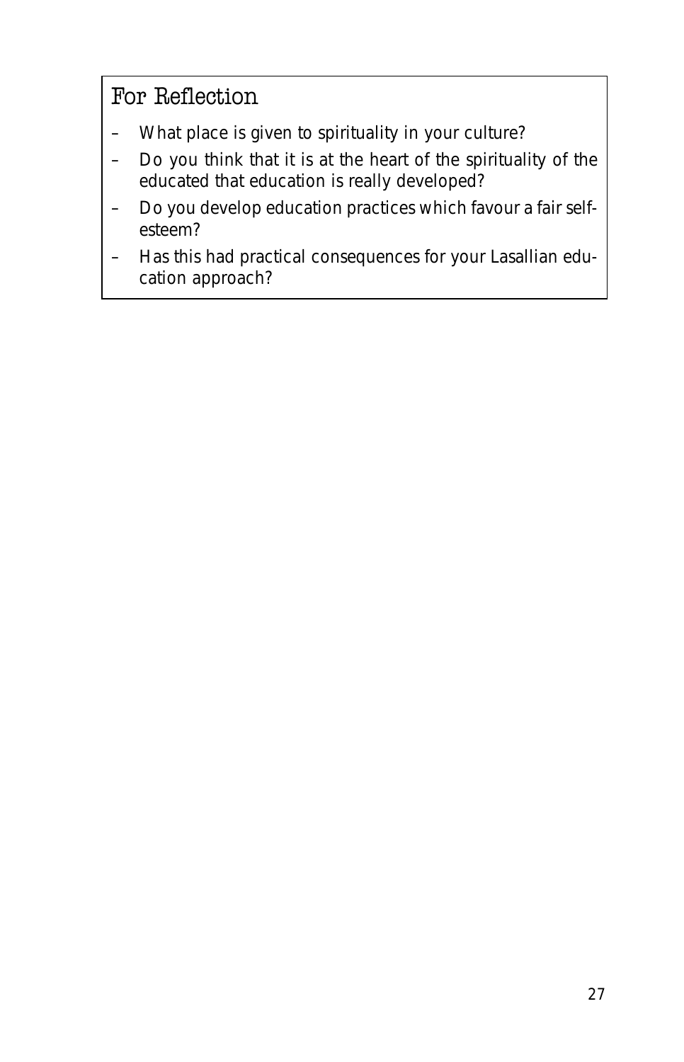## For Reflection

- *What place is given to spirituality in your culture?*
- *Do you think that it is at the heart of the spirituality of the educated that education is really developed?*
- *Do you develop education practices which favour a fair self-esteem?*
- *Has this had practical consequences for your Lasallian education approach?*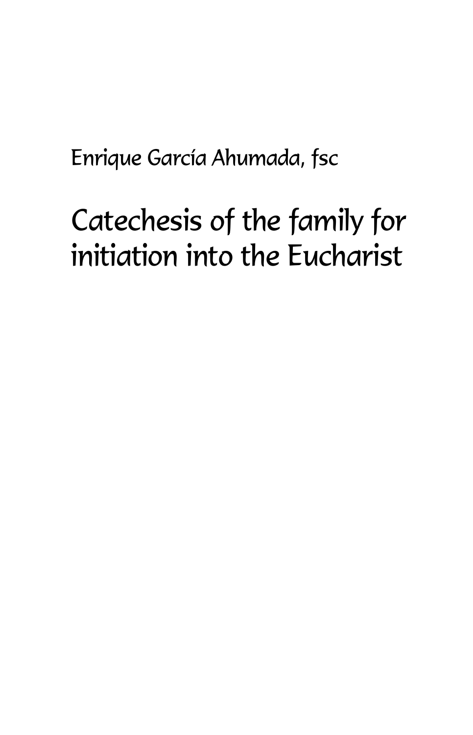Enrique García Ahumada, fsc

# Catechesis of the family for initiation into the Eucharist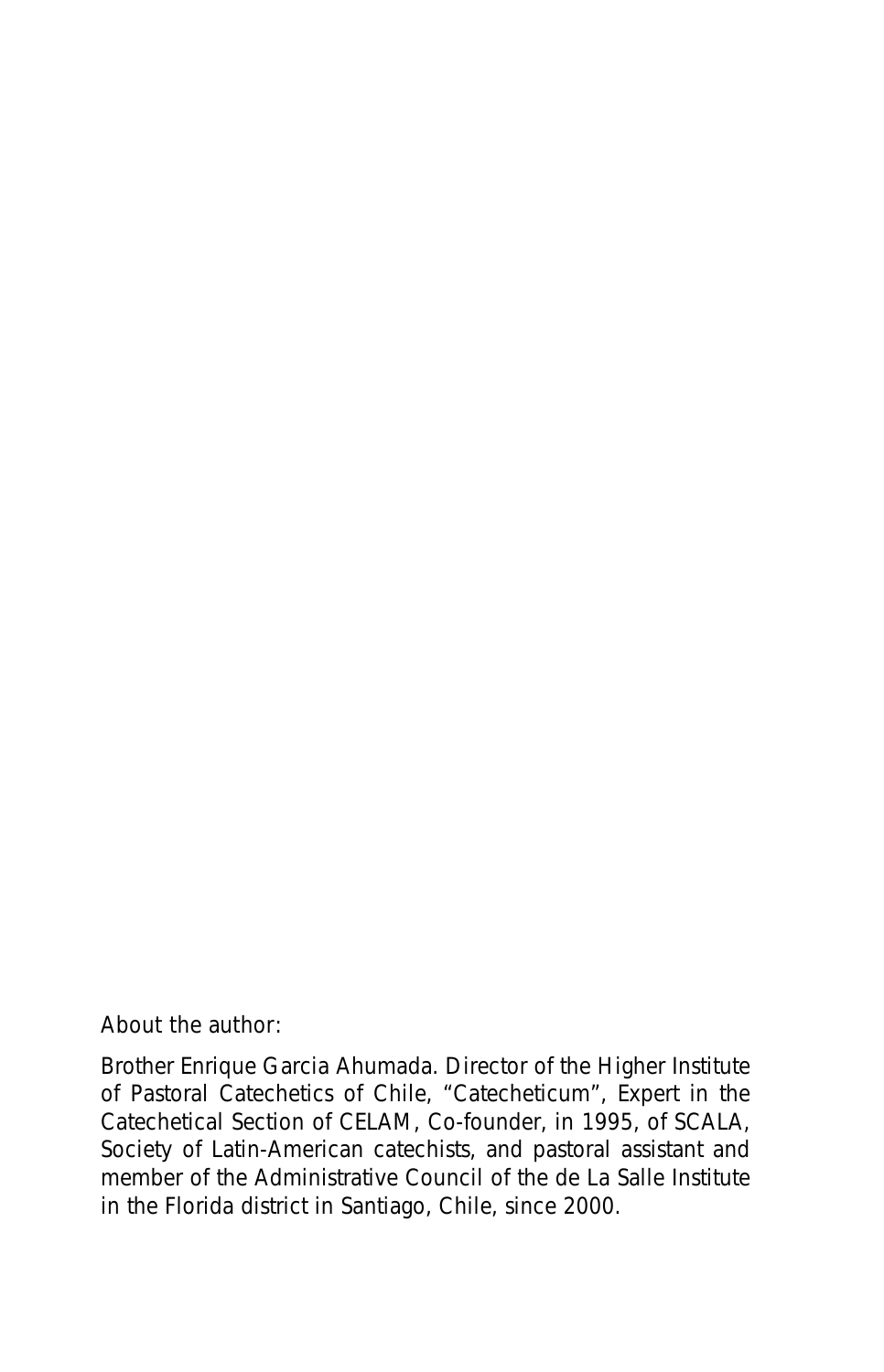About the author:

Brother Enrique Garcia Ahumada. Director of the Higher Institute of Pastoral Catechetics of Chile, “Catecheticum”, Expert in the Catechetical Section of CELAM, Co-founder, in 1995, of SCALA, Society of Latin-American catechists, and pastoral assistant and member of the Administrative Council of the de La Salle Institute in the Florida district in Santiago, Chile, since 2000.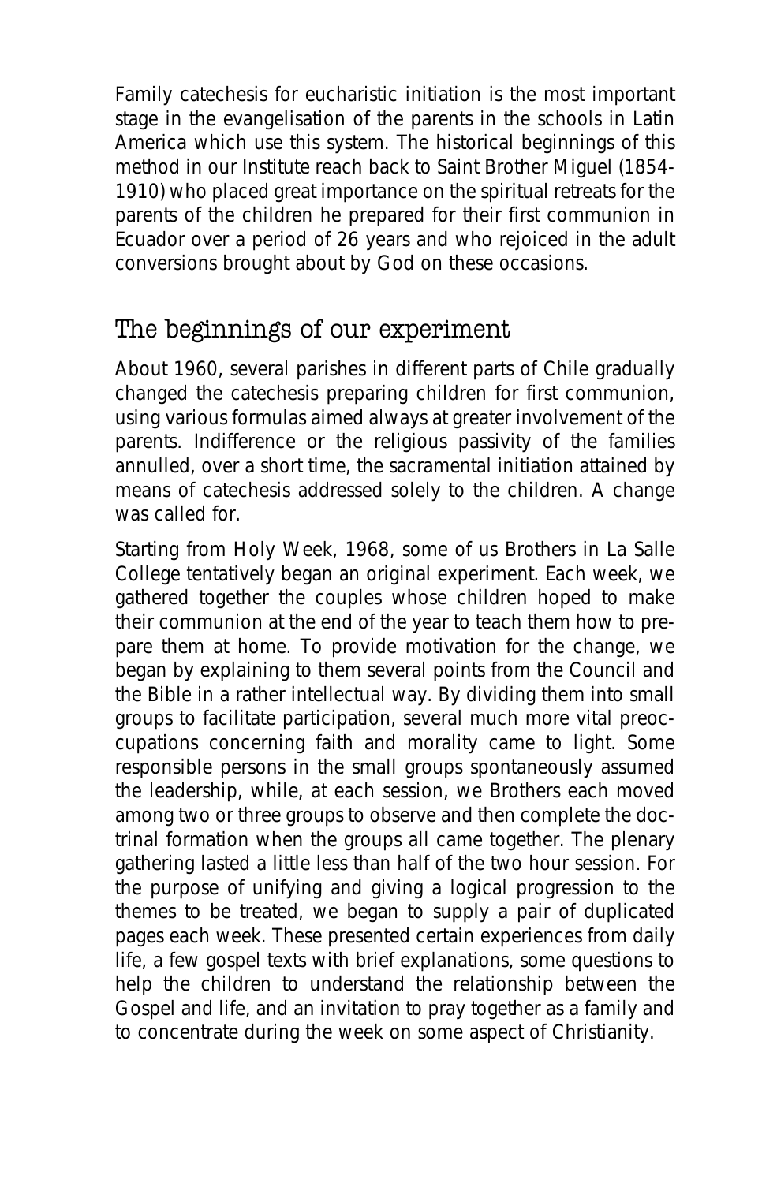Family catechesis for eucharistic initiation is the most important stage in the evangelisation of the parents in the schools in Latin America which use this system. The historical beginnings of this method in our Institute reach back to Saint Brother Miguel (1854-1910) who placed great importance on the spiritual retreats for the parents of the children he prepared for their first communion in Ecuador over a period of 26 years and who rejoiced in the adult conversions brought about by God on these occasions.

## The beginnings of our experiment

About 1960, several parishes in different parts of Chile gradually changed the catechesis preparing children for first communion, using various formulas aimed always at greater involvement of the parents. Indifference or the religious passivity of the families annulled, over a short time, the sacramental initiation attained by means of catechesis addressed solely to the children. A change was called for.

Starting from Holy Week, 1968, some of us Brothers in La Salle College tentatively began an original experiment. Each week, we gathered together the couples whose children hoped to make their communion at the end of the year to teach them how to prepare them at home. To provide motivation for the change, we began by explaining to them several points from the Council and the Bible in a rather intellectual way. By dividing them into small groups to facilitate participation, several much more vital preoccupations concerning faith and morality came to light. Some responsible persons in the small groups spontaneously assumed the leadership, while, at each session, we Brothers each moved among two or three groups to observe and then complete the doctrinal formation when the groups all came together. The plenary gathering lasted a little less than half of the two hour session. For the purpose of unifying and giving a logical progression to the themes to be treated, we began to supply a pair of duplicated pages each week. These presented certain experiences from daily life, a few gospel texts with brief explanations, some questions to help the children to understand the relationship between the Gospel and life, and an invitation to pray together as a family and to concentrate during the week on some aspect of Christianity.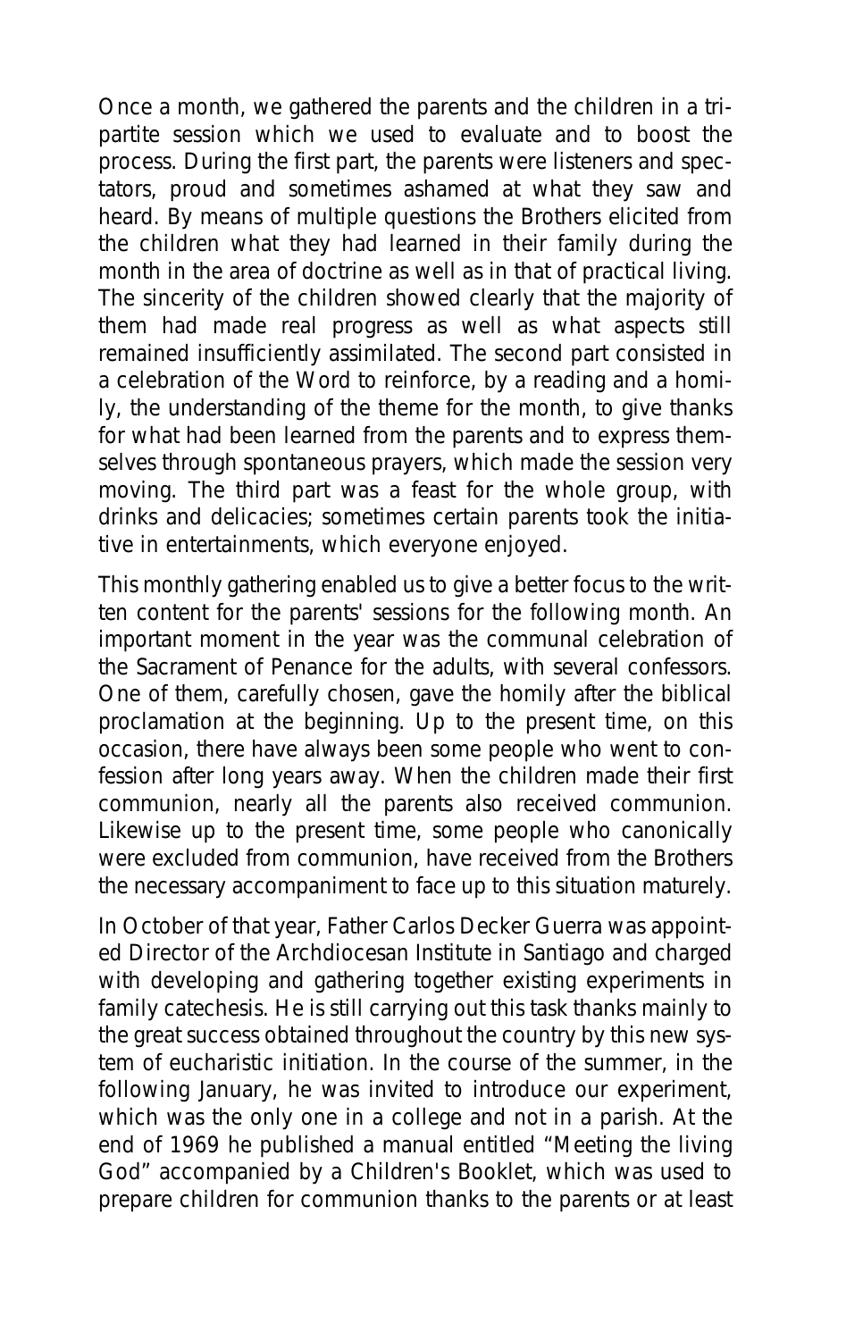Once a month, we gathered the parents and the children in a tripartite session which we used to evaluate and to boost the process. During the first part, the parents were listeners and spectators, proud and sometimes ashamed at what they saw and heard. By means of multiple questions the Brothers elicited from the children what they had learned in their family during the month in the area of doctrine as well as in that of practical living. The sincerity of the children showed clearly that the majority of them had made real progress as well as what aspects still remained insufficiently assimilated. The second part consisted in a celebration of the Word to reinforce, by a reading and a homily, the understanding of the theme for the month, to give thanks for what had been learned from the parents and to express themselves through spontaneous prayers, which made the session very moving. The third part was a feast for the whole group, with drinks and delicacies; sometimes certain parents took the initiative in entertainments, which everyone enjoyed.

This monthly gathering enabled us to give a better focus to the written content for the parents' sessions for the following month. An important moment in the year was the communal celebration of the Sacrament of Penance for the adults, with several confessors. One of them, carefully chosen, gave the homily after the biblical proclamation at the beginning. Up to the present time, on this occasion, there have always been some people who went to confession after long years away. When the children made their first communion, nearly all the parents also received communion. Likewise up to the present time, some people who canonically were excluded from communion, have received from the Brothers the necessary accompaniment to face up to this situation maturely.

In October of that year, Father Carlos Decker Guerra was appointed Director of the Archdiocesan Institute in Santiago and charged with developing and gathering together existing experiments in family catechesis. He is still carrying out this task thanks mainly to the great success obtained throughout the country by this new system of eucharistic initiation. In the course of the summer, in the following January, he was invited to introduce our experiment, which was the only one in a college and not in a parish. At the end of 1969 he published a manual entitled "Meeting the living God" accompanied by a Children's Booklet, which was used to prepare children for communion thanks to the parents or at least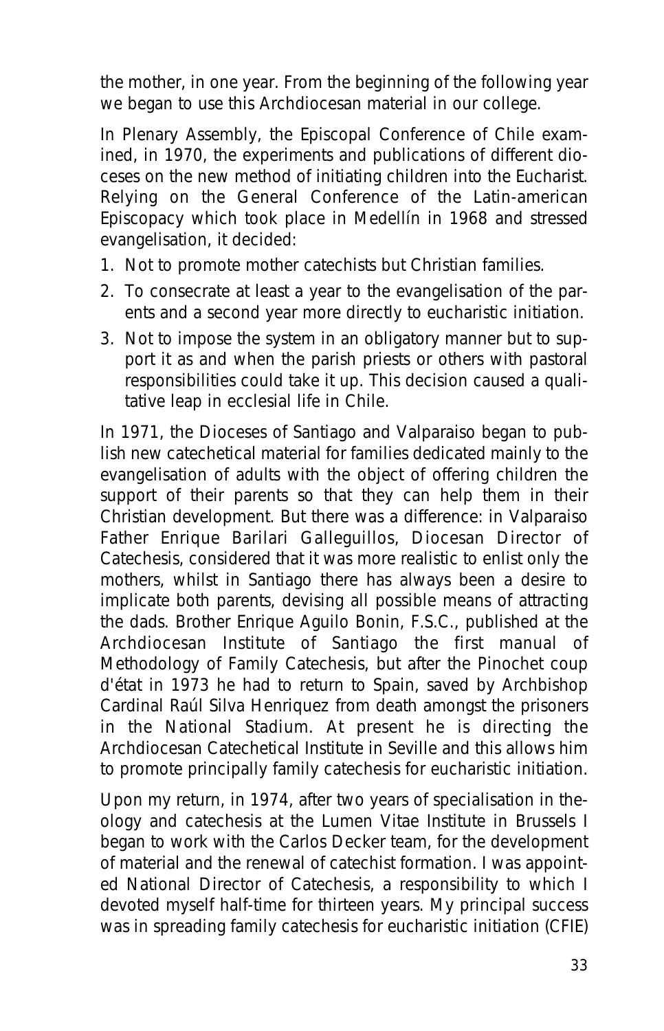the mother, in one year. From the beginning of the following year we began to use this Archdiocesan material in our college.

In Plenary Assembly, the Episcopal Conference of Chile examined, in 1970, the experiments and publications of different dioceses on the new method of initiating children into the Eucharist. Relying on the General Conference of the Latin-american Episcopacy which took place in Medellín in 1968 and stressed evangelisation, it decided:

1. Not to promote mother catechists but Christian families.
2. To consecrate at least a year to the evangelisation of the parents and a second year more directly to eucharistic initiation.
3. Not to impose the system in an obligatory manner but to support it as and when the parish priests or others with pastoral responsibilities could take it up. This decision caused a qualitative leap in ecclesial life in Chile.

In 1971, the Dioceses of Santiago and Valparaiso began to publish new catechetical material for families dedicated mainly to the evangelisation of adults with the object of offering children the support of their parents so that they can help them in their Christian development. But there was a difference: in Valparaiso Father Enrique Barilari Galleguillos, Diocesan Director of Catechesis, considered that it was more realistic to enlist only the mothers, whilst in Santiago there has always been a desire to implicate both parents, devising all possible means of attracting the dads. Brother Enrique Aguilo Bonin, F.S.C., published at the Archdiocesan Institute of Santiago the first manual of Methodology of Family Catechesis, but after the Pinochet coup d'état in 1973 he had to return to Spain, saved by Archbishop Cardinal Raúl Silva Henriquez from death amongst the prisoners in the National Stadium. At present he is directing the Archdiocesan Catechetical Institute in Seville and this allows him to promote principally family catechesis for eucharistic initiation.

Upon my return, in 1974, after two years of specialisation in theology and catechesis at the Lumen Vitae Institute in Brussels I began to work with the Carlos Decker team, for the development of material and the renewal of catechist formation. I was appointed National Director of Catechesis, a responsibility to which I devoted myself half-time for thirteen years. My principal success was in spreading family catechesis for eucharistic initiation (CFIE)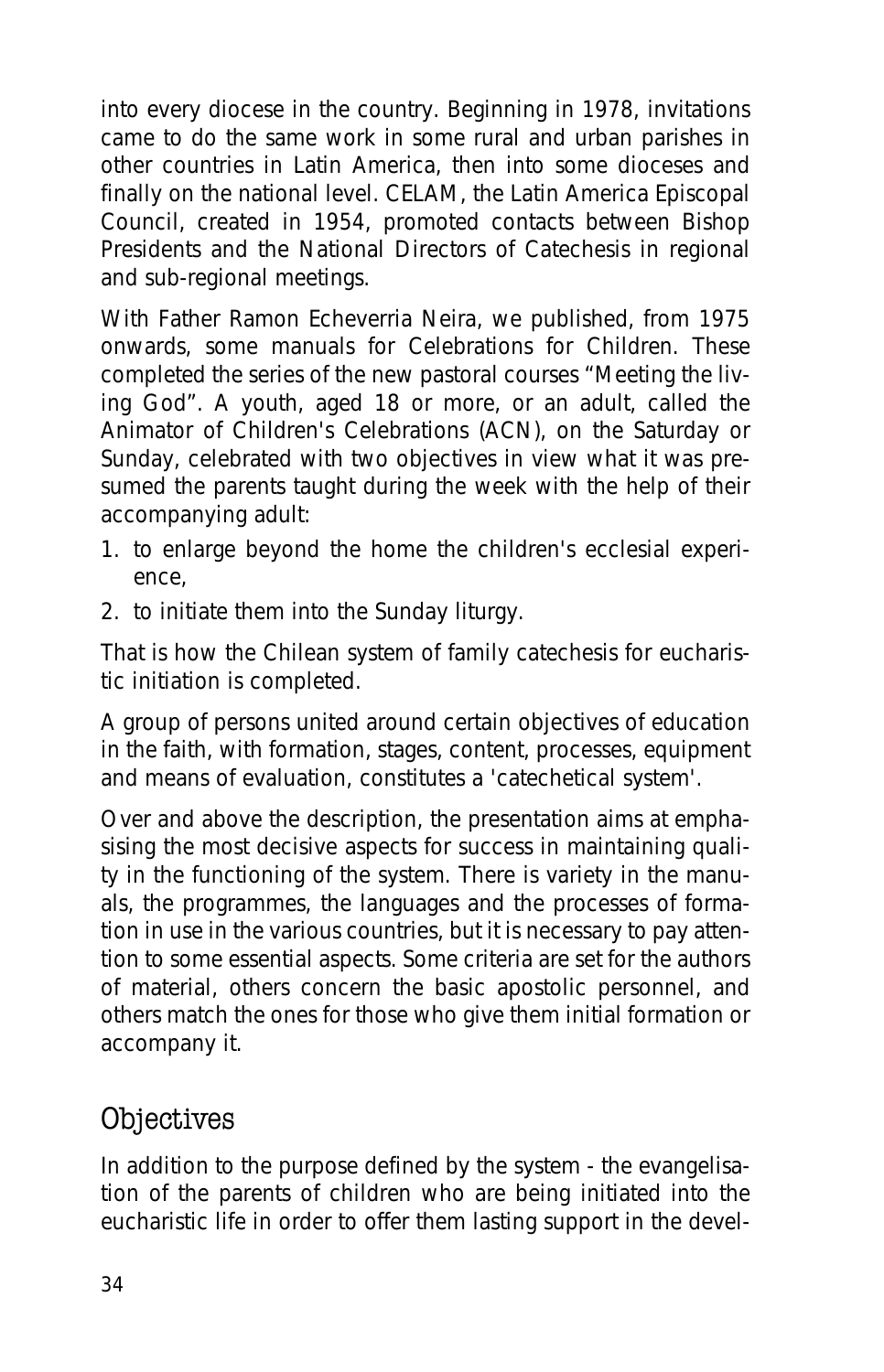into every diocese in the country. Beginning in 1978, invitations came to do the same work in some rural and urban parishes in other countries in Latin America, then into some dioceses and finally on the national level. CELAM, the Latin America Episcopal Council, created in 1954, promoted contacts between Bishop Presidents and the National Directors of Catechesis in regional and sub-regional meetings.

With Father Ramon Echeverria Neira, we published, from 1975 onwards, some manuals for Celebrations for Children. These completed the series of the new pastoral courses “Meeting the living God”. A youth, aged 18 or more, or an adult, called the Animator of Children's Celebrations (ACN), on the Saturday or Sunday, celebrated with two objectives in view what it was presumed the parents taught during the week with the help of their accompanying adult:

1. to enlarge beyond the home the children's ecclesial experience,
2. to initiate them into the Sunday liturgy.

That is how the Chilean system of family catechesis for eucharistic initiation is completed.

A group of persons united around certain objectives of education in the faith, with formation, stages, content, processes, equipment and means of evaluation, constitutes a 'catechetical system'.

Over and above the description, the presentation aims at emphasising the most decisive aspects for success in maintaining quality in the functioning of the system. There is variety in the manuals, the programmes, the languages and the processes of formation in use in the various countries, but it is necessary to pay attention to some essential aspects. Some criteria are set for the authors of material, others concern the basic apostolic personnel, and others match the ones for those who give them initial formation or accompany it.

## Objectives

In addition to the purpose defined by the system - the evangelisation of the parents of children who are being initiated into the eucharistic life in order to offer them lasting support in the devel-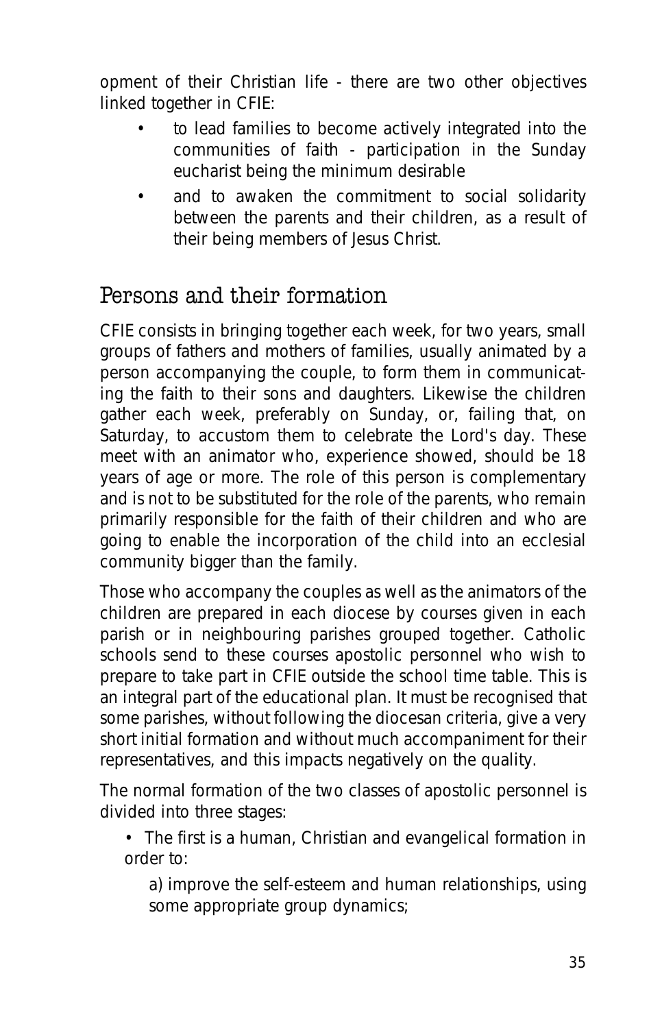opment of their Christian life - there are two other objectives linked together in CFIE:

- to lead families to become actively integrated into the communities of faith - participation in the Sunday eucharist being the minimum desirable
- and to awaken the commitment to social solidarity between the parents and their children, as a result of their being members of Jesus Christ.

## Persons and their formation

CFIE consists in bringing together each week, for two years, small groups of fathers and mothers of families, usually animated by a person accompanying the couple, to form them in communicating the faith to their sons and daughters. Likewise the children gather each week, preferably on Sunday, or, failing that, on Saturday, to accustom them to celebrate the Lord's day. These meet with an animator who, experience showed, should be 18 years of age or more. The role of this person is complementary and is not to be substituted for the role of the parents, who remain primarily responsible for the faith of their children and who are going to enable the incorporation of the child into an ecclesial community bigger than the family.

Those who accompany the couples as well as the animators of the children are prepared in each diocese by courses given in each parish or in neighbouring parishes grouped together. Catholic schools send to these courses apostolic personnel who wish to prepare to take part in CFIE outside the school time table. This is an integral part of the educational plan. It must be recognised that some parishes, without following the diocesan criteria, give a very short initial formation and without much accompaniment for their representatives, and this impacts negatively on the quality.

The normal formation of the two classes of apostolic personnel is divided into three stages:

- The first is a human, Christian and evangelical formation in order to:

  a) improve the self-esteem and human relationships, using some appropriate group dynamics;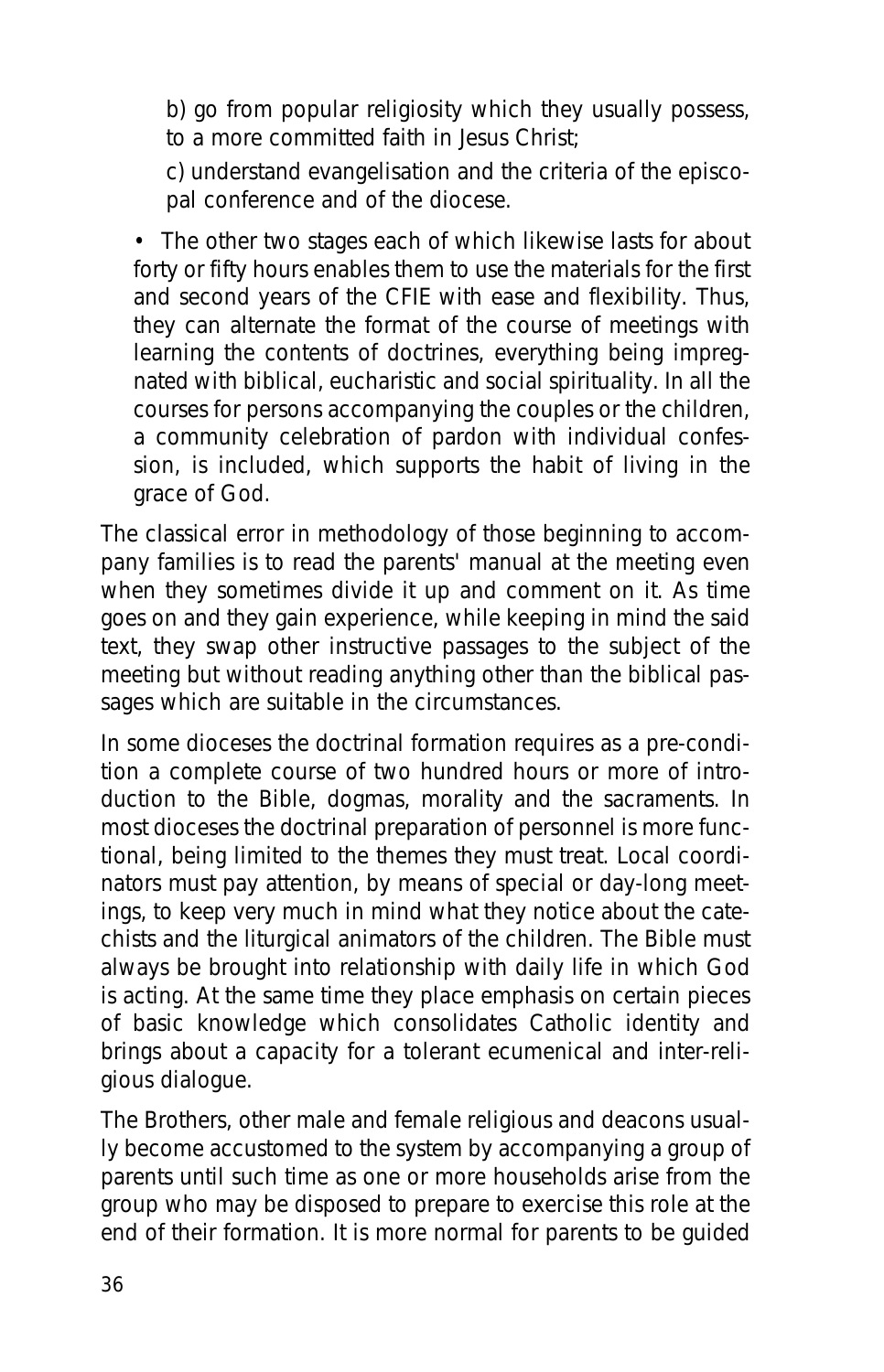b) go from popular religiosity which they usually possess, to a more committed faith in Jesus Christ;

c) understand evangelisation and the criteria of the episcopal conference and of the diocese.

- The other two stages each of which likewise lasts for about forty or fifty hours enables them to use the materials for the first and second years of the CFIE with ease and flexibility. Thus, they can alternate the format of the course of meetings with learning the contents of doctrines, everything being impregnated with biblical, eucharistic and social spirituality. In all the courses for persons accompanying the couples or the children, a community celebration of pardon with individual confession, is included, which supports the habit of living in the grace of God.

The classical error in methodology of those beginning to accompany families is to read the parents' manual at the meeting even when they sometimes divide it up and comment on it. As time goes on and they gain experience, while keeping in mind the said text, they swap other instructive passages to the subject of the meeting but without reading anything other than the biblical passages which are suitable in the circumstances.

In some dioceses the doctrinal formation requires as a pre-condition a complete course of two hundred hours or more of introduction to the Bible, dogmas, morality and the sacraments. In most dioceses the doctrinal preparation of personnel is more functional, being limited to the themes they must treat. Local coordinators must pay attention, by means of special or day-long meetings, to keep very much in mind what they notice about the catechists and the liturgical animators of the children. The Bible must always be brought into relationship with daily life in which God is acting. At the same time they place emphasis on certain pieces of basic knowledge which consolidates Catholic identity and brings about a capacity for a tolerant ecumenical and inter-religious dialogue.

The Brothers, other male and female religious and deacons usually become accustomed to the system by accompanying a group of parents until such time as one or more households arise from the group who may be disposed to prepare to exercise this role at the end of their formation. It is more normal for parents to be guided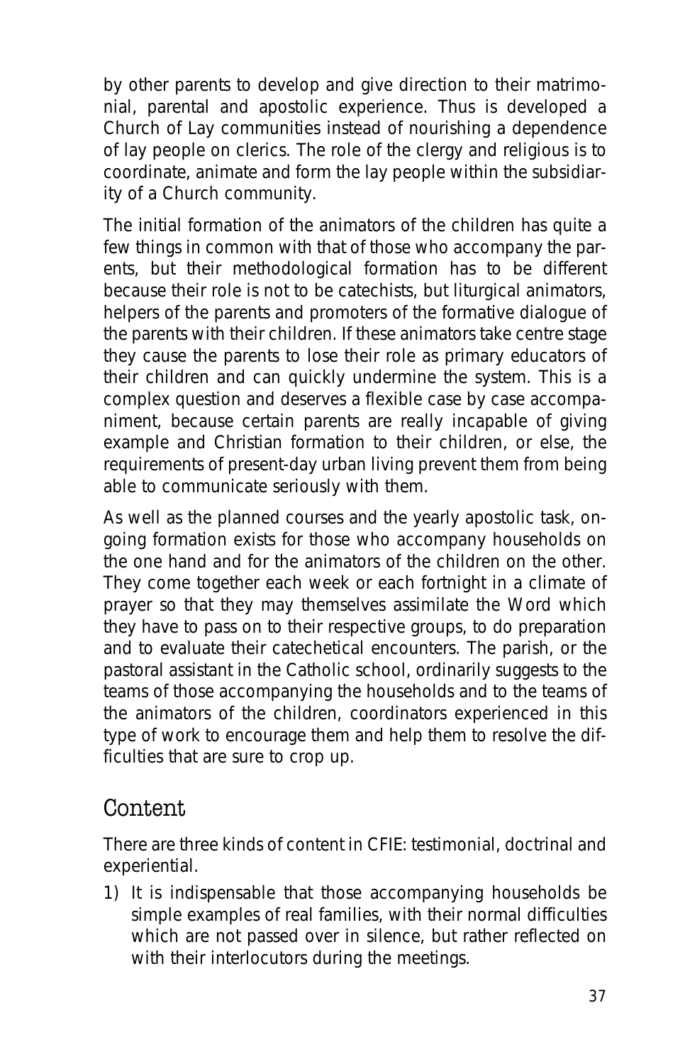by other parents to develop and give direction to their matrimonial, parental and apostolic experience. Thus is developed a Church of Lay communities instead of nourishing a dependence of lay people on clerics. The role of the clergy and religious is to coordinate, animate and form the lay people within the subsidiarity of a Church community.

The initial formation of the animators of the children has quite a few things in common with that of those who accompany the parents, but their methodological formation has to be different because their role is not to be catechists, but liturgical animators, helpers of the parents and promoters of the formative dialogue of the parents with their children. If these animators take centre stage they cause the parents to lose their role as primary educators of their children and can quickly undermine the system. This is a complex question and deserves a flexible case by case accompaniment, because certain parents are really incapable of giving example and Christian formation to their children, or else, the requirements of present-day urban living prevent them from being able to communicate seriously with them.

As well as the planned courses and the yearly apostolic task, ongoing formation exists for those who accompany households on the one hand and for the animators of the children on the other. They come together each week or each fortnight in a climate of prayer so that they may themselves assimilate the Word which they have to pass on to their respective groups, to do preparation and to evaluate their catechetical encounters. The parish, or the pastoral assistant in the Catholic school, ordinarily suggests to the teams of those accompanying the households and to the teams of the animators of the children, coordinators experienced in this type of work to encourage them and help them to resolve the difficulties that are sure to crop up.

## Content

There are three kinds of content in CFIE: testimonial, doctrinal and experiential.

1) It is indispensable that those accompanying households be simple examples of real families, with their normal difficulties which are not passed over in silence, but rather reflected on with their interlocutors during the meetings.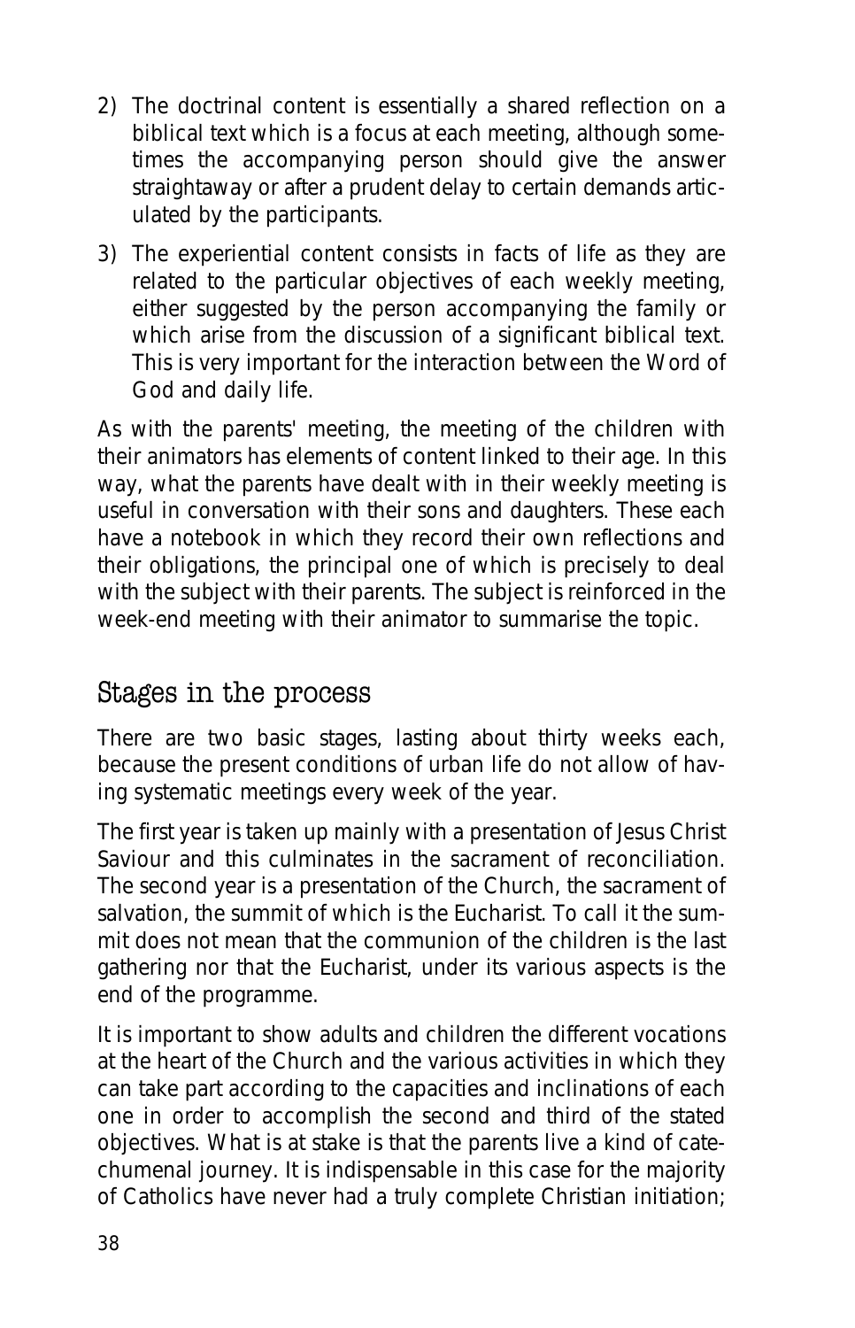2) The doctrinal content is essentially a shared reflection on a biblical text which is a focus at each meeting, although sometimes the accompanying person should give the answer straightaway or after a prudent delay to certain demands articulated by the participants.

3) The experiential content consists in facts of life as they are related to the particular objectives of each weekly meeting, either suggested by the person accompanying the family or which arise from the discussion of a significant biblical text. This is very important for the interaction between the Word of God and daily life.

As with the parents' meeting, the meeting of the children with their animators has elements of content linked to their age. In this way, what the parents have dealt with in their weekly meeting is useful in conversation with their sons and daughters. These each have a notebook in which they record their own reflections and their obligations, the principal one of which is precisely to deal with the subject with their parents. The subject is reinforced in the week-end meeting with their animator to summarise the topic.

## Stages in the process

There are two basic stages, lasting about thirty weeks each, because the present conditions of urban life do not allow of having systematic meetings every week of the year.

The first year is taken up mainly with a presentation of Jesus Christ Saviour and this culminates in the sacrament of reconciliation. The second year is a presentation of the Church, the sacrament of salvation, the summit of which is the Eucharist. To call it the summit does not mean that the communion of the children is the last gathering nor that the Eucharist, under its various aspects is the end of the programme.

It is important to show adults and children the different vocations at the heart of the Church and the various activities in which they can take part according to the capacities and inclinations of each one in order to accomplish the second and third of the stated objectives. What is at stake is that the parents live a kind of catechumenal journey. It is indispensable in this case for the majority of Catholics have never had a truly complete Christian initiation;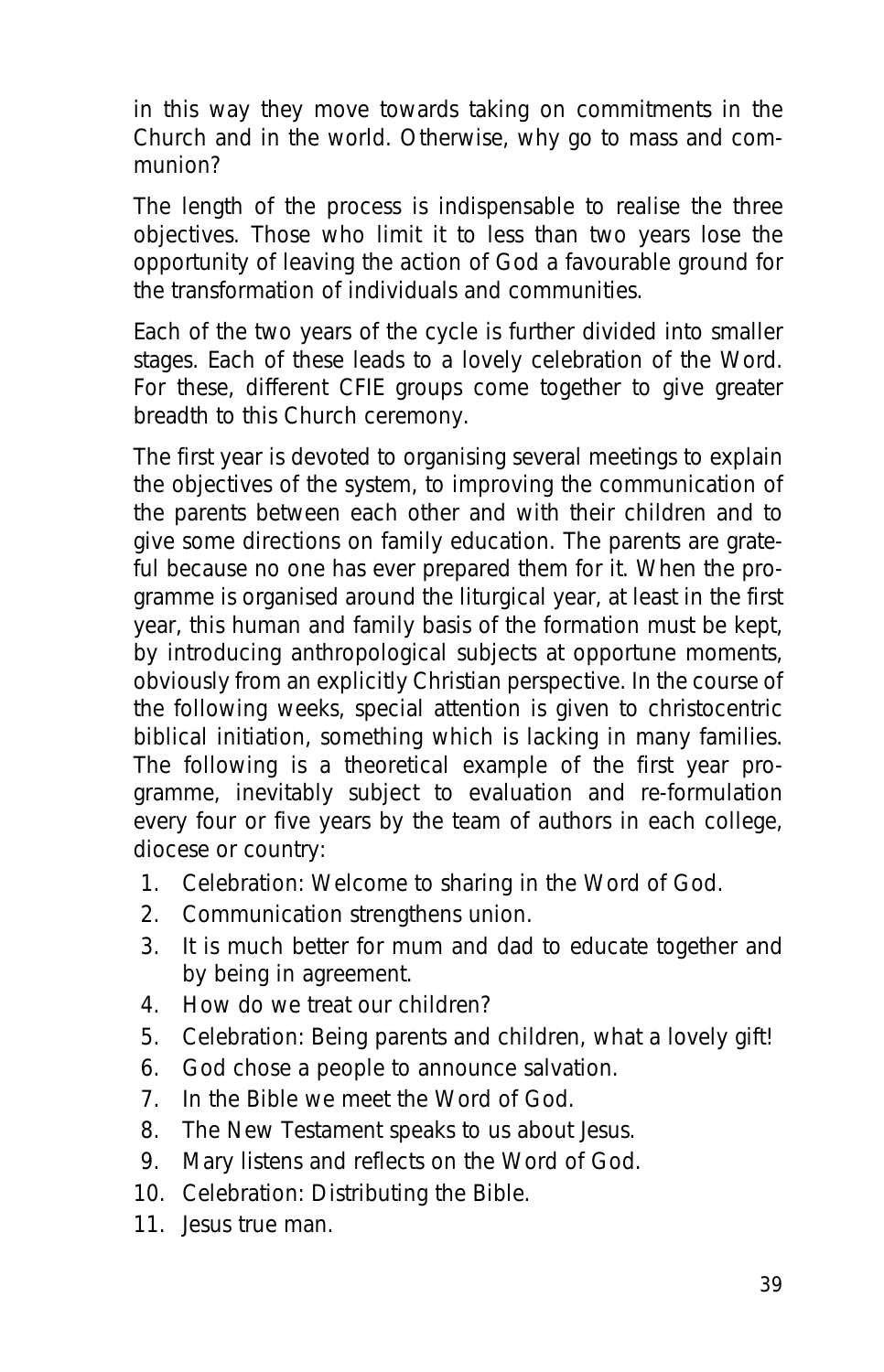in this way they move towards taking on commitments in the Church and in the world. Otherwise, why go to mass and communion?

The length of the process is indispensable to realise the three objectives. Those who limit it to less than two years lose the opportunity of leaving the action of God a favourable ground for the transformation of individuals and communities.

Each of the two years of the cycle is further divided into smaller stages. Each of these leads to a lovely celebration of the Word. For these, different CFIE groups come together to give greater breadth to this Church ceremony.

The first year is devoted to organising several meetings to explain the objectives of the system, to improving the communication of the parents between each other and with their children and to give some directions on family education. The parents are grateful because no one has ever prepared them for it. When the programme is organised around the liturgical year, at least in the first year, this human and family basis of the formation must be kept, by introducing anthropological subjects at opportune moments, obviously from an explicitly Christian perspective. In the course of the following weeks, special attention is given to christocentric biblical initiation, something which is lacking in many families. The following is a theoretical example of the first year programme, inevitably subject to evaluation and re-formulation every four or five years by the team of authors in each college, diocese or country:

1. Celebration: Welcome to sharing in the Word of God.
2. Communication strengthens union.
3. It is much better for mum and dad to educate together and by being in agreement.
4. How do we treat our children?
5. Celebration: Being parents and children, what a lovely gift!
6. God chose a people to announce salvation.
7. In the Bible we meet the Word of God.
8. The New Testament speaks to us about Jesus.
9. Mary listens and reflects on the Word of God.
10. Celebration: Distributing the Bible.
11. Jesus true man.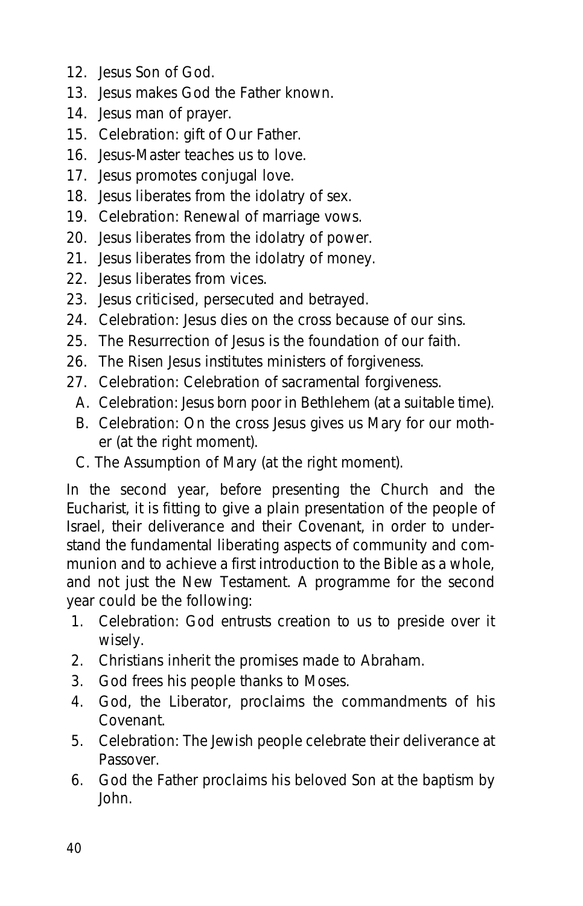12. Jesus Son of God.
13. Jesus makes God the Father known.
14. Jesus man of prayer.
15. Celebration: gift of Our Father.
16. Jesus-Master teaches us to love.
17. Jesus promotes conjugal love.
18. Jesus liberates from the idolatry of sex.
19. Celebration: Renewal of marriage vows.
20. Jesus liberates from the idolatry of power.
21. Jesus liberates from the idolatry of money.
22. Jesus liberates from vices.
23. Jesus criticised, persecuted and betrayed.
24. Celebration: Jesus dies on the cross because of our sins.
25. The Resurrection of Jesus is the foundation of our faith.
26. The Risen Jesus institutes ministers of forgiveness.
27. Celebration: Celebration of sacramental forgiveness.

A. Celebration: Jesus born poor in Bethlehem (at a suitable time).
B. Celebration: On the cross Jesus gives us Mary for our mother (at the right moment).
C. The Assumption of Mary (at the right moment).

In the second year, before presenting the Church and the Eucharist, it is fitting to give a plain presentation of the people of Israel, their deliverance and their Covenant, in order to understand the fundamental liberating aspects of community and communion and to achieve a first introduction to the Bible as a whole, and not just the New Testament. A programme for the second year could be the following:

1. Celebration: God entrusts creation to us to preside over it wisely.
2. Christians inherit the promises made to Abraham.
3. God frees his people thanks to Moses.
4. God, the Liberator, proclaims the commandments of his Covenant.
5. Celebration: The Jewish people celebrate their deliverance at Passover.
6. God the Father proclaims his beloved Son at the baptism by John.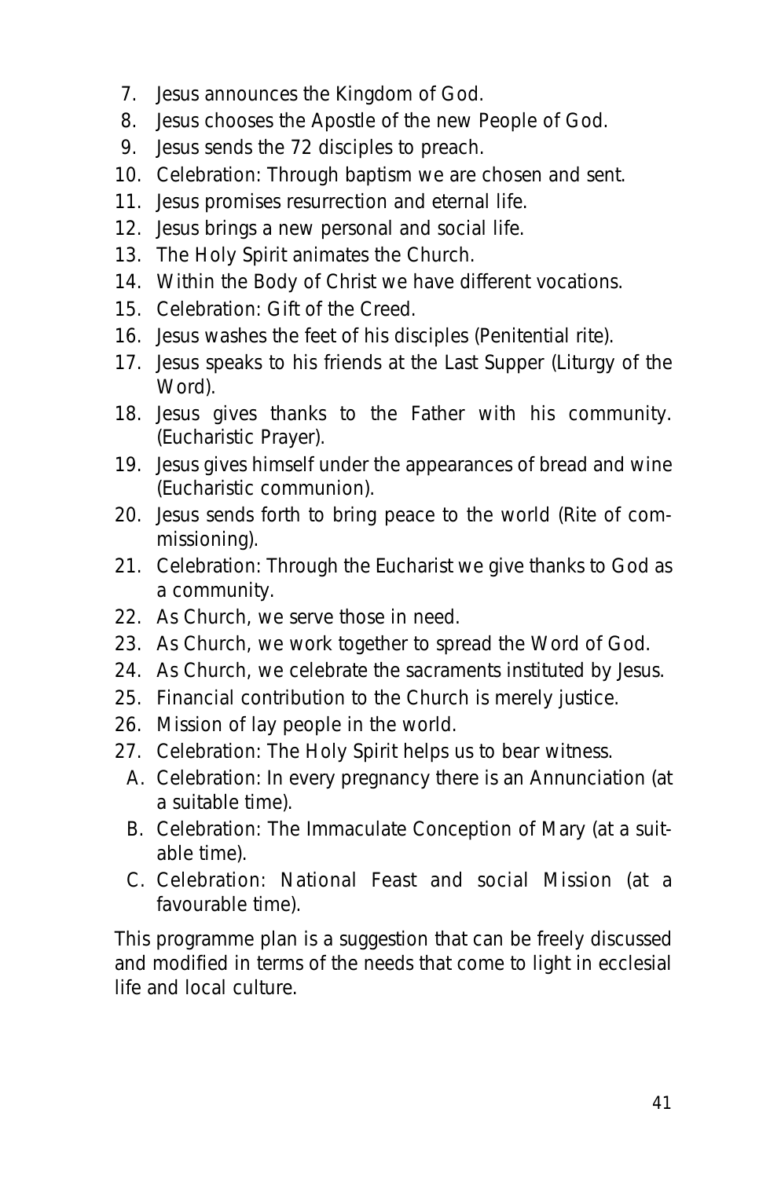7. Jesus announces the Kingdom of God.
8. Jesus chooses the Apostle of the new People of God.
9. Jesus sends the 72 disciples to preach.
10. Celebration: Through baptism we are chosen and sent.
11. Jesus promises resurrection and eternal life.
12. Jesus brings a new personal and social life.
13. The Holy Spirit animates the Church.
14. Within the Body of Christ we have different vocations.
15. Celebration: Gift of the Creed.
16. Jesus washes the feet of his disciples (Penitential rite).
17. Jesus speaks to his friends at the Last Supper (Liturgy of the Word).
18. Jesus gives thanks to the Father with his community. (Eucharistic Prayer).
19. Jesus gives himself under the appearances of bread and wine (Eucharistic communion).
20. Jesus sends forth to bring peace to the world (Rite of commissioning).
21. Celebration: Through the Eucharist we give thanks to God as a community.
22. As Church, we serve those in need.
23. As Church, we work together to spread the Word of God.
24. As Church, we celebrate the sacraments instituted by Jesus.
25. Financial contribution to the Church is merely justice.
26. Mission of lay people in the world.
27. Celebration: The Holy Spirit helps us to bear witness.

A. Celebration: In every pregnancy there is an Annunciation (at a suitable time).
B. Celebration: The Immaculate Conception of Mary (at a suitable time).
C. Celebration: National Feast and social Mission (at a favourable time).

This programme plan is a suggestion that can be freely discussed and modified in terms of the needs that come to light in ecclesial life and local culture.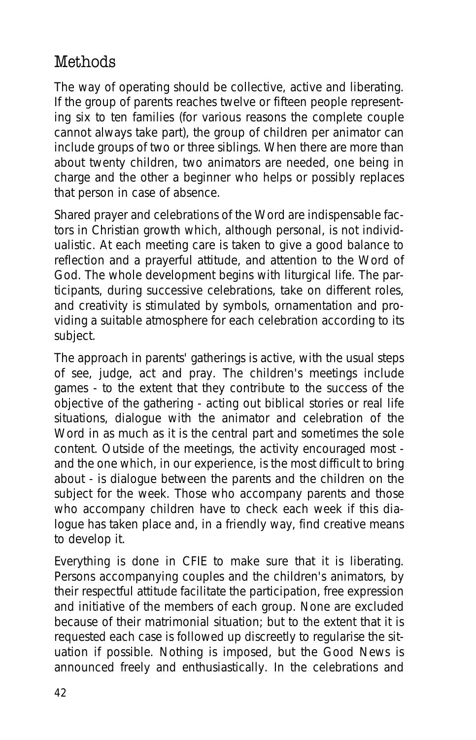## Methods

The way of operating should be collective, active and liberating. If the group of parents reaches twelve or fifteen people representing six to ten families (for various reasons the complete couple cannot always take part), the group of children per animator can include groups of two or three siblings. When there are more than about twenty children, two animators are needed, one being in charge and the other a beginner who helps or possibly replaces that person in case of absence.

Shared prayer and celebrations of the Word are indispensable factors in Christian growth which, although personal, is not individualistic. At each meeting care is taken to give a good balance to reflection and a prayerful attitude, and attention to the Word of God. The whole development begins with liturgical life. The participants, during successive celebrations, take on different roles, and creativity is stimulated by symbols, ornamentation and providing a suitable atmosphere for each celebration according to its subject.

The approach in parents' gatherings is active, with the usual steps of see, judge, act and pray. The children's meetings include games - to the extent that they contribute to the success of the objective of the gathering - acting out biblical stories or real life situations, dialogue with the animator and celebration of the Word in as much as it is the central part and sometimes the sole content. Outside of the meetings, the activity encouraged most - and the one which, in our experience, is the most difficult to bring about - is dialogue between the parents and the children on the subject for the week. Those who accompany parents and those who accompany children have to check each week if this dialogue has taken place and, in a friendly way, find creative means to develop it.

Everything is done in CFIE to make sure that it is liberating. Persons accompanying couples and the children's animators, by their respectful attitude facilitate the participation, free expression and initiative of the members of each group. None are excluded because of their matrimonial situation; but to the extent that it is requested each case is followed up discreetly to regularise the situation if possible. Nothing is imposed, but the Good News is announced freely and enthusiastically. In the celebrations and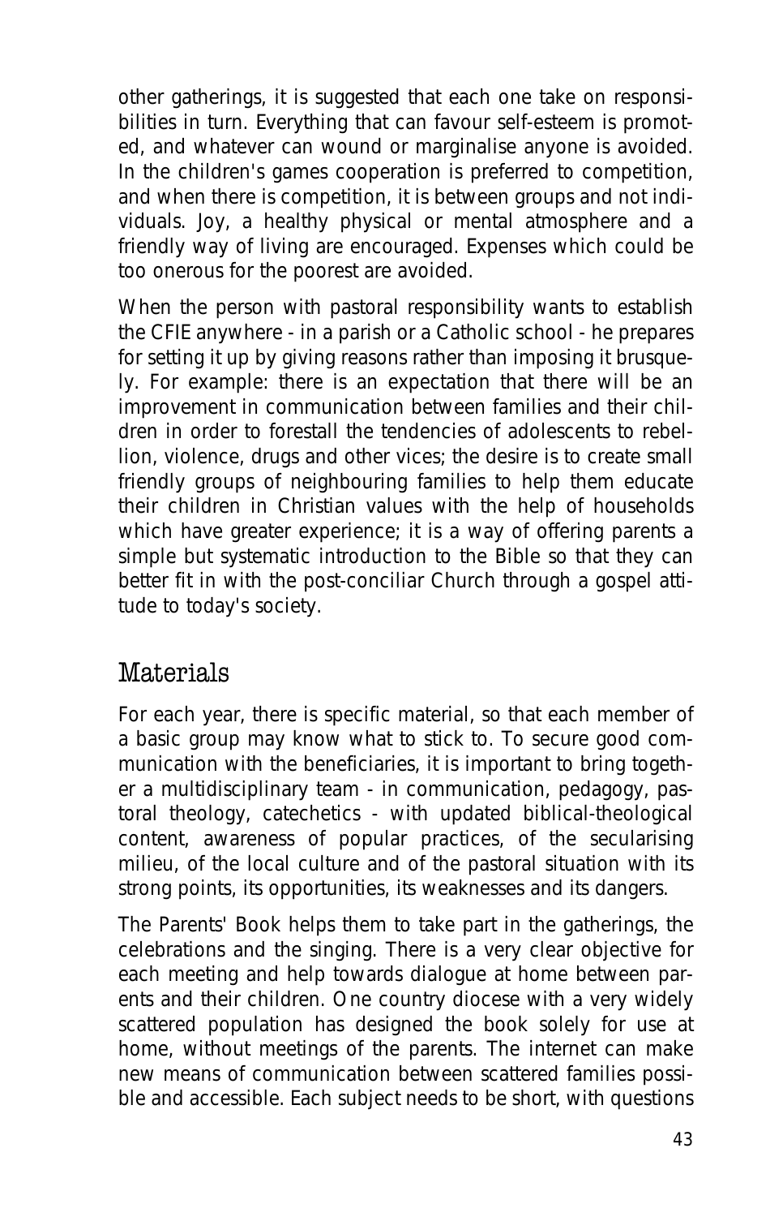other gatherings, it is suggested that each one take on responsibilities in turn. Everything that can favour self-esteem is promoted, and whatever can wound or marginalise anyone is avoided. In the children's games cooperation is preferred to competition, and when there is competition, it is between groups and not individuals. Joy, a healthy physical or mental atmosphere and a friendly way of living are encouraged. Expenses which could be too onerous for the poorest are avoided.

When the person with pastoral responsibility wants to establish the CFIE anywhere - in a parish or a Catholic school - he prepares for setting it up by giving reasons rather than imposing it brusquely. For example: there is an expectation that there will be an improvement in communication between families and their children in order to forestall the tendencies of adolescents to rebellion, violence, drugs and other vices; the desire is to create small friendly groups of neighbouring families to help them educate their children in Christian values with the help of households which have greater experience; it is a way of offering parents a simple but systematic introduction to the Bible so that they can better fit in with the post-conciliar Church through a gospel attitude to today's society.

## Materials

For each year, there is specific material, so that each member of a basic group may know what to stick to. To secure good communication with the beneficiaries, it is important to bring together a multidisciplinary team - in communication, pedagogy, pastoral theology, catechetics - with updated biblical-theological content, awareness of popular practices, of the secularising milieu, of the local culture and of the pastoral situation with its strong points, its opportunities, its weaknesses and its dangers.

The Parents' Book helps them to take part in the gatherings, the celebrations and the singing. There is a very clear objective for each meeting and help towards dialogue at home between parents and their children. One country diocese with a very widely scattered population has designed the book solely for use at home, without meetings of the parents. The internet can make new means of communication between scattered families possible and accessible. Each subject needs to be short, with questions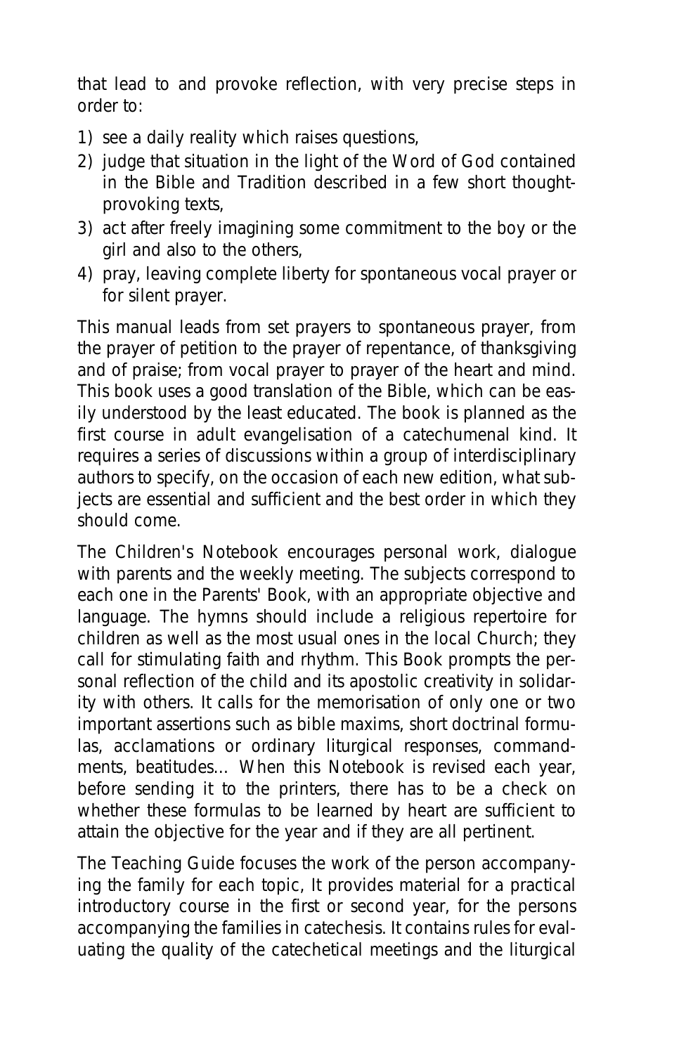that lead to and provoke reflection, with very precise steps in order to:

1) see a daily reality which raises questions,
2) judge that situation in the light of the Word of God contained in the Bible and Tradition described in a few short thought-provoking texts,
3) act after freely imagining some commitment to the boy or the girl and also to the others,
4) pray, leaving complete liberty for spontaneous vocal prayer or for silent prayer.

This manual leads from set prayers to spontaneous prayer, from the prayer of petition to the prayer of repentance, of thanksgiving and of praise; from vocal prayer to prayer of the heart and mind. This book uses a good translation of the Bible, which can be easily understood by the least educated. The book is planned as the first course in adult evangelisation of a catechumenal kind. It requires a series of discussions within a group of interdisciplinary authors to specify, on the occasion of each new edition, what subjects are essential and sufficient and the best order in which they should come.

The Children's Notebook encourages personal work, dialogue with parents and the weekly meeting. The subjects correspond to each one in the Parents' Book, with an appropriate objective and language. The hymns should include a religious repertoire for children as well as the most usual ones in the local Church; they call for stimulating faith and rhythm. This Book prompts the personal reflection of the child and its apostolic creativity in solidarity with others. It calls for the memorisation of only one or two important assertions such as bible maxims, short doctrinal formulas, acclamations or ordinary liturgical responses, commandments, beatitudes... When this Notebook is revised each year, before sending it to the printers, there has to be a check on whether these formulas to be learned by heart are sufficient to attain the objective for the year and if they are all pertinent.

The Teaching Guide focuses the work of the person accompanying the family for each topic, It provides material for a practical introductory course in the first or second year, for the persons accompanying the families in catechesis. It contains rules for evaluating the quality of the catechetical meetings and the liturgical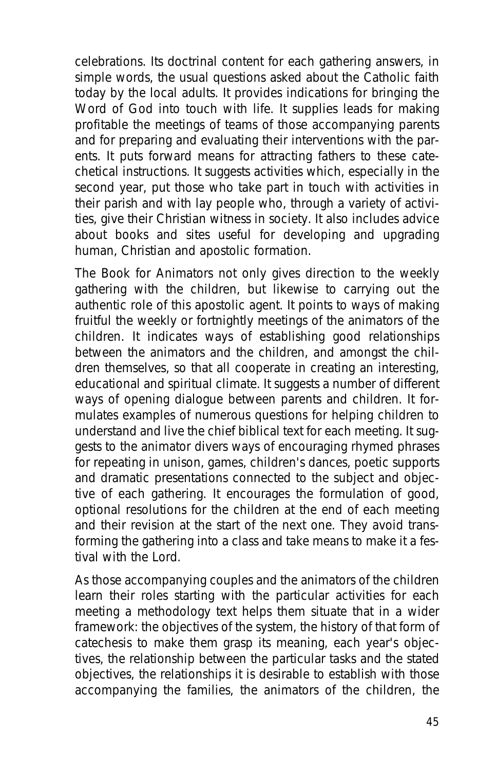celebrations. Its doctrinal content for each gathering answers, in simple words, the usual questions asked about the Catholic faith today by the local adults. It provides indications for bringing the Word of God into touch with life. It supplies leads for making profitable the meetings of teams of those accompanying parents and for preparing and evaluating their interventions with the parents. It puts forward means for attracting fathers to these catechetical instructions. It suggests activities which, especially in the second year, put those who take part in touch with activities in their parish and with lay people who, through a variety of activities, give their Christian witness in society. It also includes advice about books and sites useful for developing and upgrading human, Christian and apostolic formation.

The Book for Animators not only gives direction to the weekly gathering with the children, but likewise to carrying out the authentic role of this apostolic agent. It points to ways of making fruitful the weekly or fortnightly meetings of the animators of the children. It indicates ways of establishing good relationships between the animators and the children, and amongst the children themselves, so that all cooperate in creating an interesting, educational and spiritual climate. It suggests a number of different ways of opening dialogue between parents and children. It formulates examples of numerous questions for helping children to understand and live the chief biblical text for each meeting. It suggests to the animator divers ways of encouraging rhymed phrases for repeating in unison, games, children's dances, poetic supports and dramatic presentations connected to the subject and objective of each gathering. It encourages the formulation of good, optional resolutions for the children at the end of each meeting and their revision at the start of the next one. They avoid transforming the gathering into a class and take means to make it a festival with the Lord.

As those accompanying couples and the animators of the children learn their roles starting with the particular activities for each meeting a methodology text helps them situate that in a wider framework: the objectives of the system, the history of that form of catechesis to make them grasp its meaning, each year's objectives, the relationship between the particular tasks and the stated objectives, the relationships it is desirable to establish with those accompanying the families, the animators of the children, the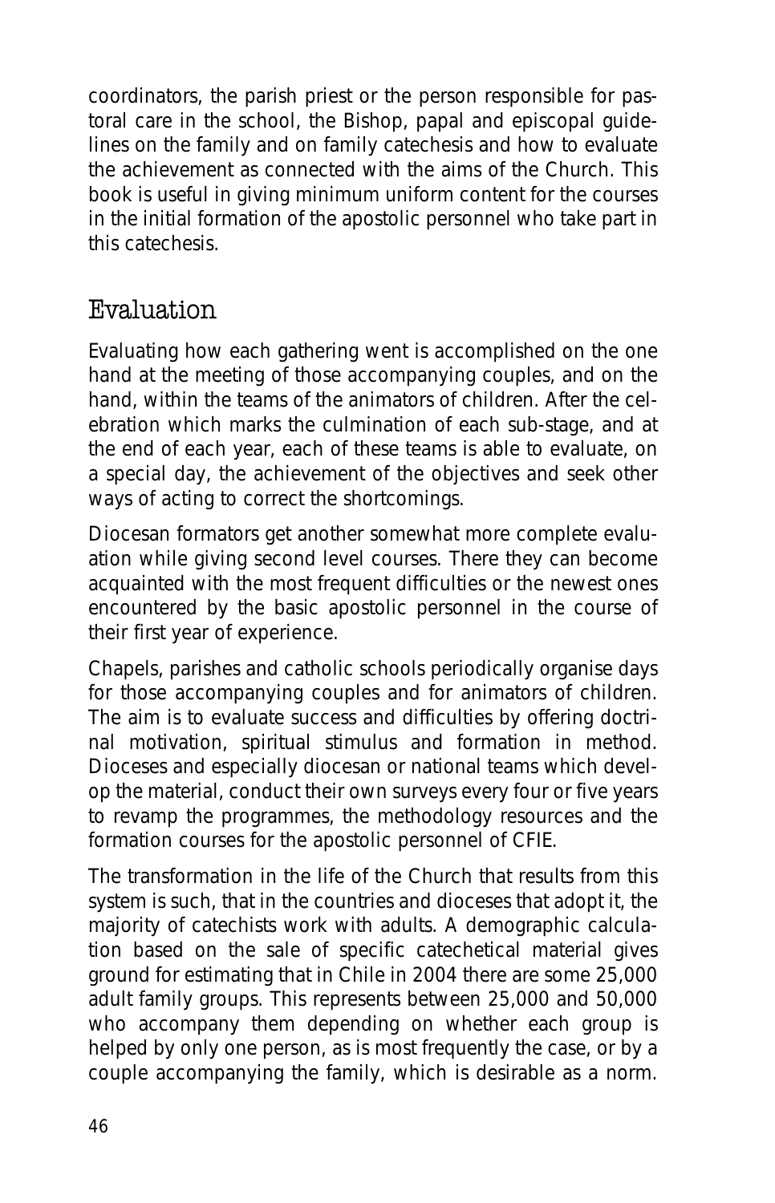coordinators, the parish priest or the person responsible for pastoral care in the school, the Bishop, papal and episcopal guidelines on the family and on family catechesis and how to evaluate the achievement as connected with the aims of the Church. This book is useful in giving minimum uniform content for the courses in the initial formation of the apostolic personnel who take part in this catechesis.

## Evaluation

Evaluating how each gathering went is accomplished on the one hand at the meeting of those accompanying couples, and on the hand, within the teams of the animators of children. After the celebration which marks the culmination of each sub-stage, and at the end of each year, each of these teams is able to evaluate, on a special day, the achievement of the objectives and seek other ways of acting to correct the shortcomings.

Diocesan formators get another somewhat more complete evaluation while giving second level courses. There they can become acquainted with the most frequent difficulties or the newest ones encountered by the basic apostolic personnel in the course of their first year of experience.

Chapels, parishes and catholic schools periodically organise days for those accompanying couples and for animators of children. The aim is to evaluate success and difficulties by offering doctrinal motivation, spiritual stimulus and formation in method. Dioceses and especially diocesan or national teams which develop the material, conduct their own surveys every four or five years to revamp the programmes, the methodology resources and the formation courses for the apostolic personnel of CFIE.

The transformation in the life of the Church that results from this system is such, that in the countries and dioceses that adopt it, the majority of catechists work with adults. A demographic calculation based on the sale of specific catechetical material gives ground for estimating that in Chile in 2004 there are some 25,000 adult family groups. This represents between 25,000 and 50,000 who accompany them depending on whether each group is helped by only one person, as is most frequently the case, or by a couple accompanying the family, which is desirable as a norm.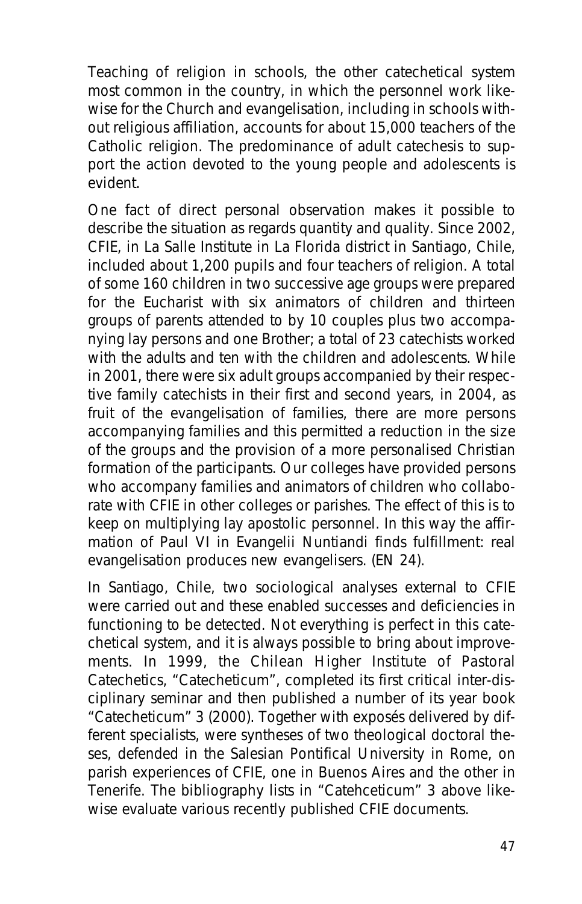Teaching of religion in schools, the other catechetical system most common in the country, in which the personnel work likewise for the Church and evangelisation, including in schools without religious affiliation, accounts for about 15,000 teachers of the Catholic religion. The predominance of adult catechesis to support the action devoted to the young people and adolescents is evident.

One fact of direct personal observation makes it possible to describe the situation as regards quantity and quality. Since 2002, CFIE, in La Salle Institute in La Florida district in Santiago, Chile, included about 1,200 pupils and four teachers of religion. A total of some 160 children in two successive age groups were prepared for the Eucharist with six animators of children and thirteen groups of parents attended to by 10 couples plus two accompanying lay persons and one Brother; a total of 23 catechists worked with the adults and ten with the children and adolescents. While in 2001, there were six adult groups accompanied by their respective family catechists in their first and second years, in 2004, as fruit of the evangelisation of families, there are more persons accompanying families and this permitted a reduction in the size of the groups and the provision of a more personalised Christian formation of the participants. Our colleges have provided persons who accompany families and animators of children who collaborate with CFIE in other colleges or parishes. The effect of this is to keep on multiplying lay apostolic personnel. In this way the affirmation of Paul VI in Evangelii Nuntiandi finds fulfillment: real evangelisation produces new evangelisers. (EN 24).

In Santiago, Chile, two sociological analyses external to CFIE were carried out and these enabled successes and deficiencies in functioning to be detected. Not everything is perfect in this catechetical system, and it is always possible to bring about improvements. In 1999, the Chilean Higher Institute of Pastoral Catechetics, "Catecheticum", completed its first critical inter-disciplinary seminar and then published a number of its year book "Catecheticum" 3 (2000). Together with exposés delivered by different specialists, were syntheses of two theological doctoral theses, defended in the Salesian Pontifical University in Rome, on parish experiences of CFIE, one in Buenos Aires and the other in Tenerife. The bibliography lists in "Catehceticum" 3 above likewise evaluate various recently published CFIE documents.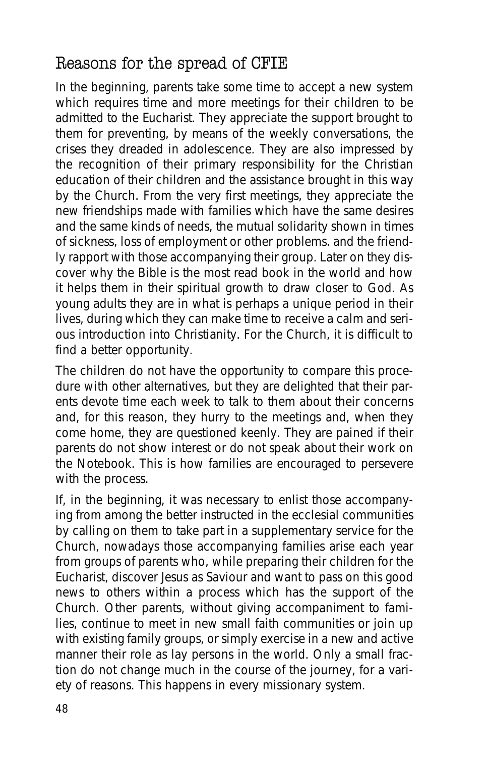## Reasons for the spread of CFIE

In the beginning, parents take some time to accept a new system which requires time and more meetings for their children to be admitted to the Eucharist. They appreciate the support brought to them for preventing, by means of the weekly conversations, the crises they dreaded in adolescence. They are also impressed by the recognition of their primary responsibility for the Christian education of their children and the assistance brought in this way by the Church. From the very first meetings, they appreciate the new friendships made with families which have the same desires and the same kinds of needs, the mutual solidarity shown in times of sickness, loss of employment or other problems. and the friendly rapport with those accompanying their group. Later on they discover why the Bible is the most read book in the world and how it helps them in their spiritual growth to draw closer to God. As young adults they are in what is perhaps a unique period in their lives, during which they can make time to receive a calm and serious introduction into Christianity. For the Church, it is difficult to find a better opportunity.

The children do not have the opportunity to compare this procedure with other alternatives, but they are delighted that their parents devote time each week to talk to them about their concerns and, for this reason, they hurry to the meetings and, when they come home, they are questioned keenly. They are pained if their parents do not show interest or do not speak about their work on the Notebook. This is how families are encouraged to persevere with the process.

If, in the beginning, it was necessary to enlist those accompanying from among the better instructed in the ecclesial communities by calling on them to take part in a supplementary service for the Church, nowadays those accompanying families arise each year from groups of parents who, while preparing their children for the Eucharist, discover Jesus as Saviour and want to pass on this good news to others within a process which has the support of the Church. Other parents, without giving accompaniment to families, continue to meet in new small faith communities or join up with existing family groups, or simply exercise in a new and active manner their role as lay persons in the world. Only a small fraction do not change much in the course of the journey, for a variety of reasons. This happens in every missionary system.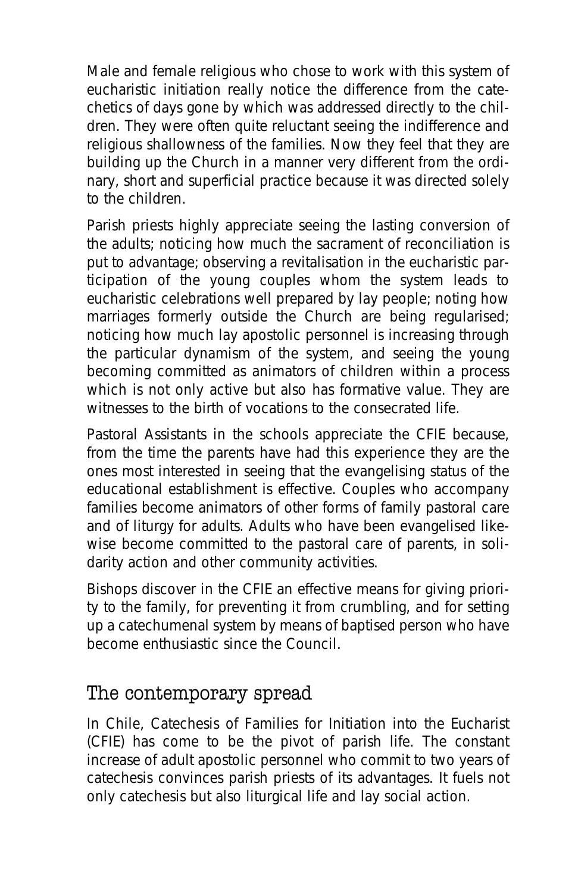Male and female religious who chose to work with this system of eucharistic initiation really notice the difference from the catechetics of days gone by which was addressed directly to the children. They were often quite reluctant seeing the indifference and religious shallowness of the families. Now they feel that they are building up the Church in a manner very different from the ordinary, short and superficial practice because it was directed solely to the children.

Parish priests highly appreciate seeing the lasting conversion of the adults; noticing how much the sacrament of reconciliation is put to advantage; observing a revitalisation in the eucharistic participation of the young couples whom the system leads to eucharistic celebrations well prepared by lay people; noting how marriages formerly outside the Church are being regularised; noticing how much lay apostolic personnel is increasing through the particular dynamism of the system, and seeing the young becoming committed as animators of children within a process which is not only active but also has formative value. They are witnesses to the birth of vocations to the consecrated life.

Pastoral Assistants in the schools appreciate the CFIE because, from the time the parents have had this experience they are the ones most interested in seeing that the evangelising status of the educational establishment is effective. Couples who accompany families become animators of other forms of family pastoral care and of liturgy for adults. Adults who have been evangelised likewise become committed to the pastoral care of parents, in solidarity action and other community activities.

Bishops discover in the CFIE an effective means for giving priority to the family, for preventing it from crumbling, and for setting up a catechumenal system by means of baptised person who have become enthusiastic since the Council.

## The contemporary spread

In Chile, Catechesis of Families for Initiation into the Eucharist (CFIE) has come to be the pivot of parish life. The constant increase of adult apostolic personnel who commit to two years of catechesis convinces parish priests of its advantages. It fuels not only catechesis but also liturgical life and lay social action.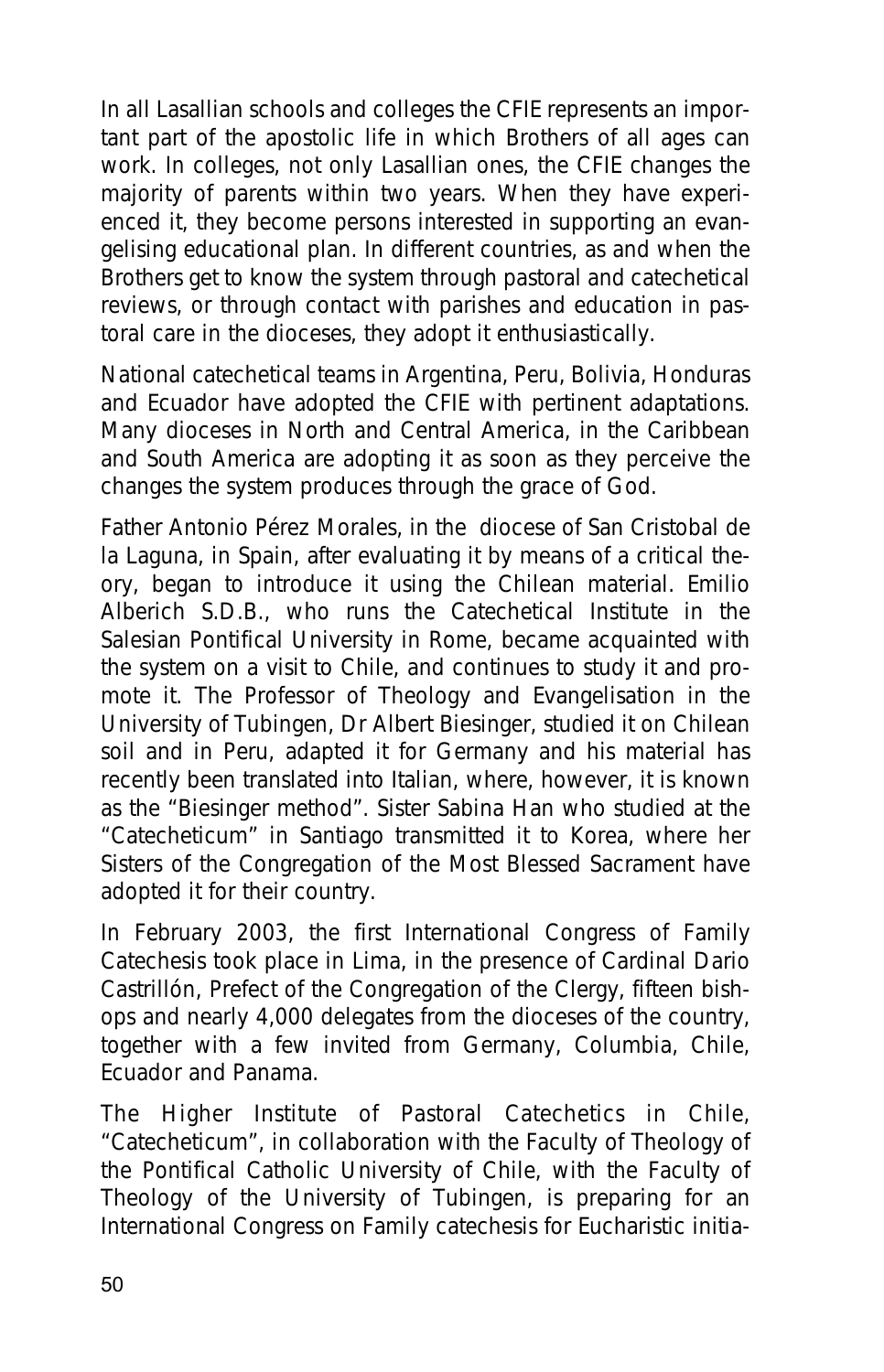In all Lasallian schools and colleges the CFIE represents an important part of the apostolic life in which Brothers of all ages can work. In colleges, not only Lasallian ones, the CFIE changes the majority of parents within two years. When they have experienced it, they become persons interested in supporting an evangelising educational plan. In different countries, as and when the Brothers get to know the system through pastoral and catechetical reviews, or through contact with parishes and education in pastoral care in the dioceses, they adopt it enthusiastically.

National catechetical teams in Argentina, Peru, Bolivia, Honduras and Ecuador have adopted the CFIE with pertinent adaptations. Many dioceses in North and Central America, in the Caribbean and South America are adopting it as soon as they perceive the changes the system produces through the grace of God.

Father Antonio Pérez Morales, in the diocese of San Cristobal de la Laguna, in Spain, after evaluating it by means of a critical theory, began to introduce it using the Chilean material. Emilio Alberich S.D.B., who runs the Catechetical Institute in the Salesian Pontifical University in Rome, became acquainted with the system on a visit to Chile, and continues to study it and promote it. The Professor of Theology and Evangelisation in the University of Tubingen, Dr Albert Biesinger, studied it on Chilean soil and in Peru, adapted it for Germany and his material has recently been translated into Italian, where, however, it is known as the "Biesinger method". Sister Sabina Han who studied at the "Catecheticum" in Santiago transmitted it to Korea, where her Sisters of the Congregation of the Most Blessed Sacrament have adopted it for their country.

In February 2003, the first International Congress of Family Catechesis took place in Lima, in the presence of Cardinal Dario Castrillón, Prefect of the Congregation of the Clergy, fifteen bishops and nearly 4,000 delegates from the dioceses of the country, together with a few invited from Germany, Columbia, Chile, Ecuador and Panama.

The Higher Institute of Pastoral Catechetics in Chile, "Catecheticum", in collaboration with the Faculty of Theology of the Pontifical Catholic University of Chile, with the Faculty of Theology of the University of Tubingen, is preparing for an International Congress on Family catechesis for Eucharistic initia-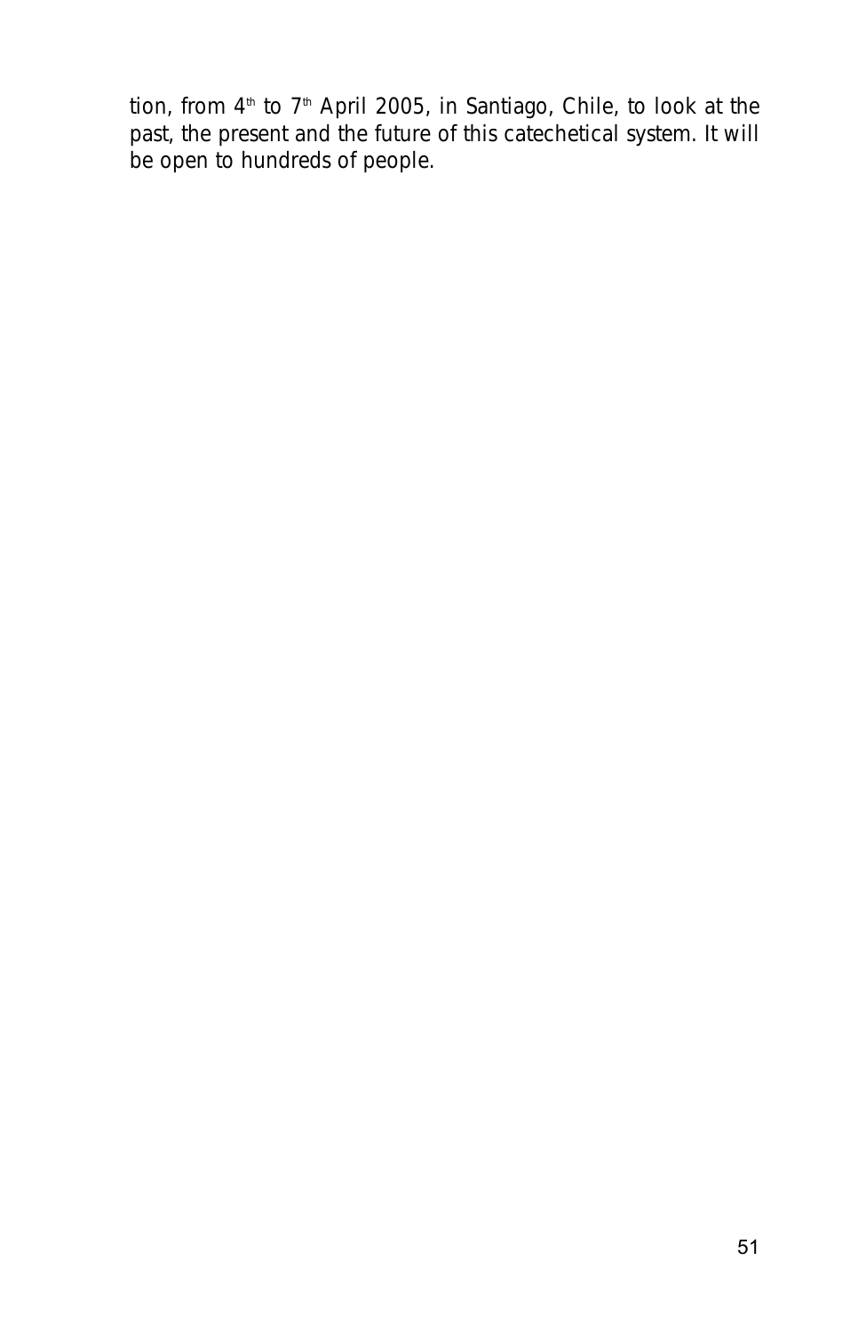tion, from 4th to 7th April 2005, in Santiago, Chile, to look at the past, the present and the future of this catechetical system. It will be open to hundreds of people.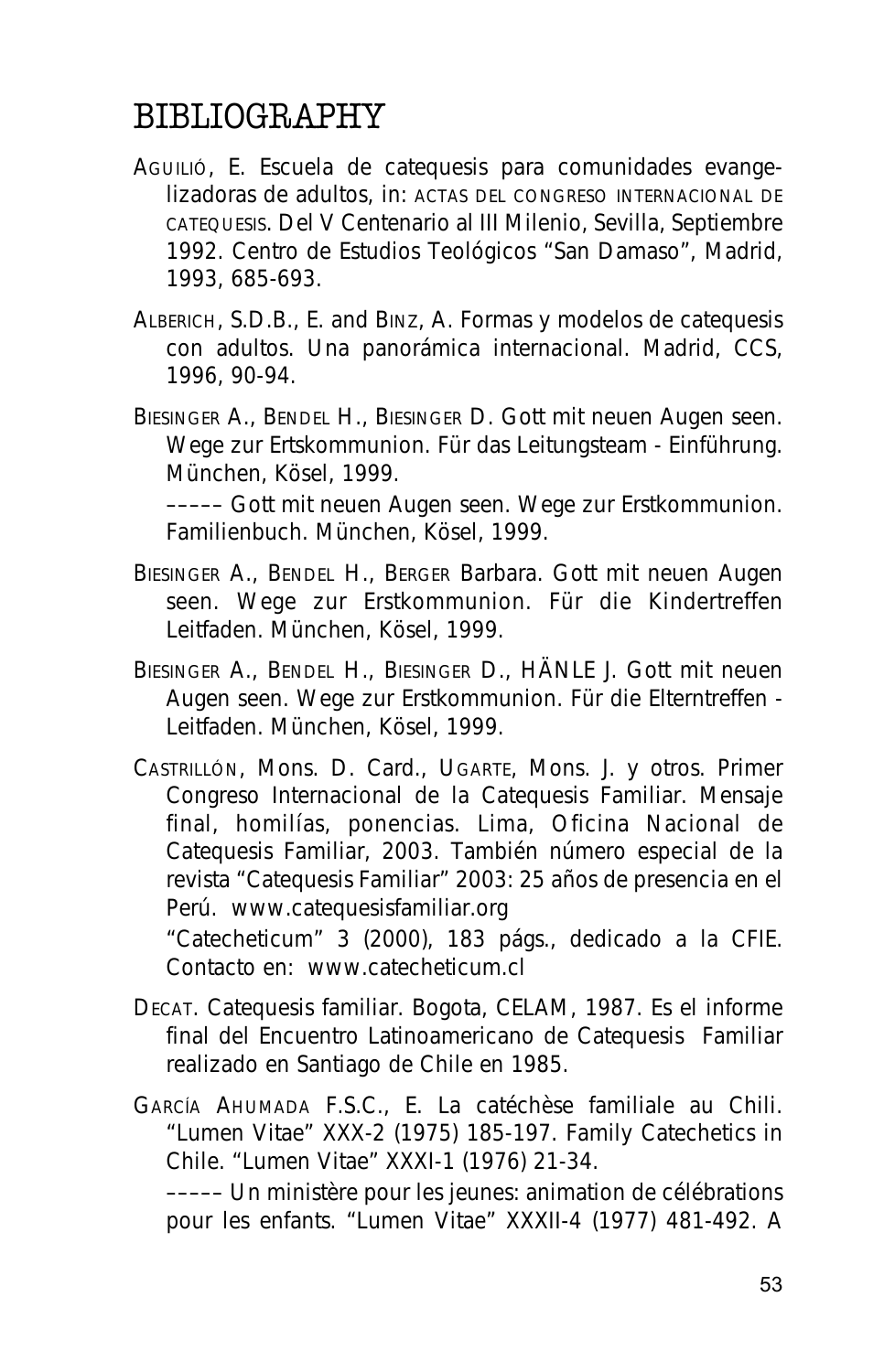# BIBLIOGRAPHY

AGUILIÓ, E. Escuela de catequesis para comunidades evangelizadoras de adultos, in: ACTAS DEL CONGRESO INTERNACIONAL DE CATEQUESIS. Del V Centenario al III Milenio, Sevilla, Septiembre 1992. Centro de Estudios Teológicos "San Damaso", Madrid, 1993, 685-693.

ALBERICH, S.D.B., E. and BINZ, A. Formas y modelos de catequesis con adultos. Una panorámica internacional. Madrid, CCS, 1996, 90-94.

BIESINGER A., BENDEL H., BIESINGER D. Gott mit neuen Augen seen. Wege zur Ertskommunion. Für das Leitungsteam - Einführung. München, Kösel, 1999.

––––– Gott mit neuen Augen seen. Wege zur Erstkommunion. Familienbuch. München, Kösel, 1999.

BIESINGER A., BENDEL H., BERGER Barbara. Gott mit neuen Augen seen. Wege zur Erstkommunion. Für die Kindertreffen Leitfaden. München, Kösel, 1999.

BIESINGER A., BENDEL H., BIESINGER D., HÄNLE J. Gott mit neuen Augen seen. Wege zur Erstkommunion. Für die Elterntreffen - Leitfaden. München, Kösel, 1999.

CASTRILLÓN, Mons. D. Card., UGARTE, Mons. J. y otros. Primer Congreso Internacional de la Catequesis Familiar. Mensaje final, homilías, ponencias. Lima, Oficina Nacional de Catequesis Familiar, 2003. También número especial de la revista "Catequesis Familiar" 2003: 25 años de presencia en el Perú. www.catequesisfamiliar.org

"Catecheticum" 3 (2000), 183 págs., dedicado a la CFIE. Contacto en: www.catecheticum.cl

DECAT. Catequesis familiar. Bogota, CELAM, 1987. Es el informe final del Encuentro Latinoamericano de Catequesis Familiar realizado en Santiago de Chile en 1985.

GARCÍA AHUMADA F.S.C., E. La catéchèse familiale au Chili. "Lumen Vitae" XXX-2 (1975) 185-197. Family Catechetics in Chile. "Lumen Vitae" XXXI-1 (1976) 21-34.

––––– Un ministère pour les jeunes: animation de célébrations pour les enfants. "Lumen Vitae" XXXII-4 (1977) 481-492. A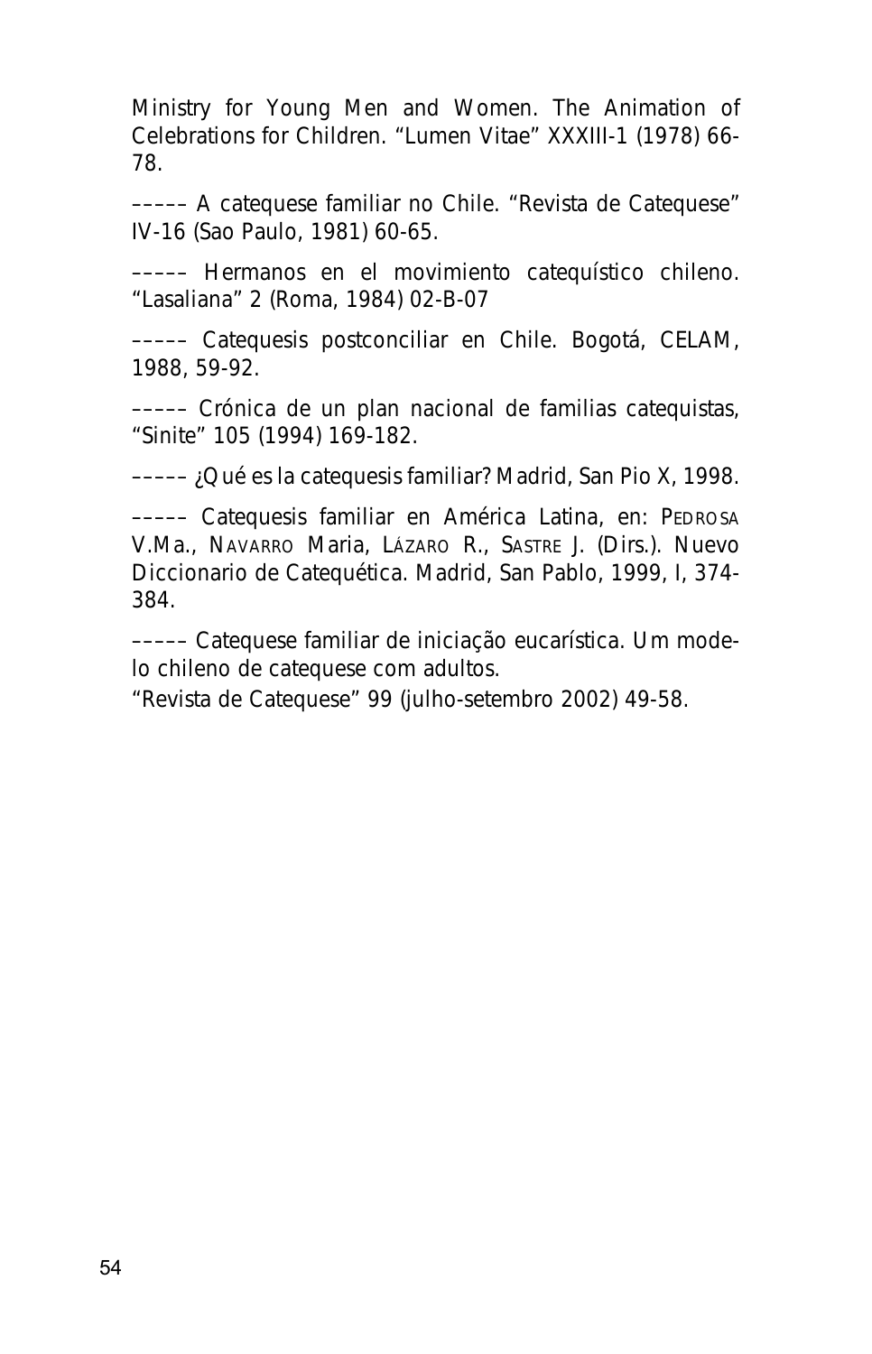Ministry for Young Men and Women. The Animation of Celebrations for Children. "Lumen Vitae" XXXIII-1 (1978) 66-78.

––––– A catequese familiar no Chile. "Revista de Catequese" IV-16 (Sao Paulo, 1981) 60-65.

––––– Hermanos en el movimiento catequístico chileno. "Lasaliana" 2 (Roma, 1984) 02-B-07

––––– Catequesis postconciliar en Chile. Bogotá, CELAM, 1988, 59-92.

––––– Crónica de un plan nacional de familias catequistas, "Sinite" 105 (1994) 169-182.

––––– ¿Qué es la catequesis familiar? Madrid, San Pio X, 1998.

––––– Catequesis familiar en América Latina, en: PEDROSA V.Ma., NAVARRO Maria, LÁZARO R., SASTRE J. (Dirs.). Nuevo Diccionario de Catequética. Madrid, San Pablo, 1999, I, 374-384.

––––– Catequese familiar de iniciação eucarística. Um modelo chileno de catequese com adultos.
"Revista de Catequese" 99 (julho-setembro 2002) 49-58.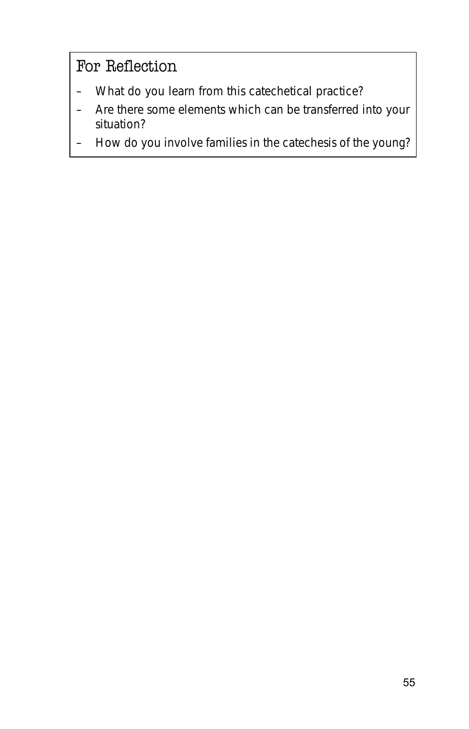## For Reflection

- *What do you learn from this catechetical practice?*
- *Are there some elements which can be transferred into your situation?*
- *How do you involve families in the catechesis of the young?*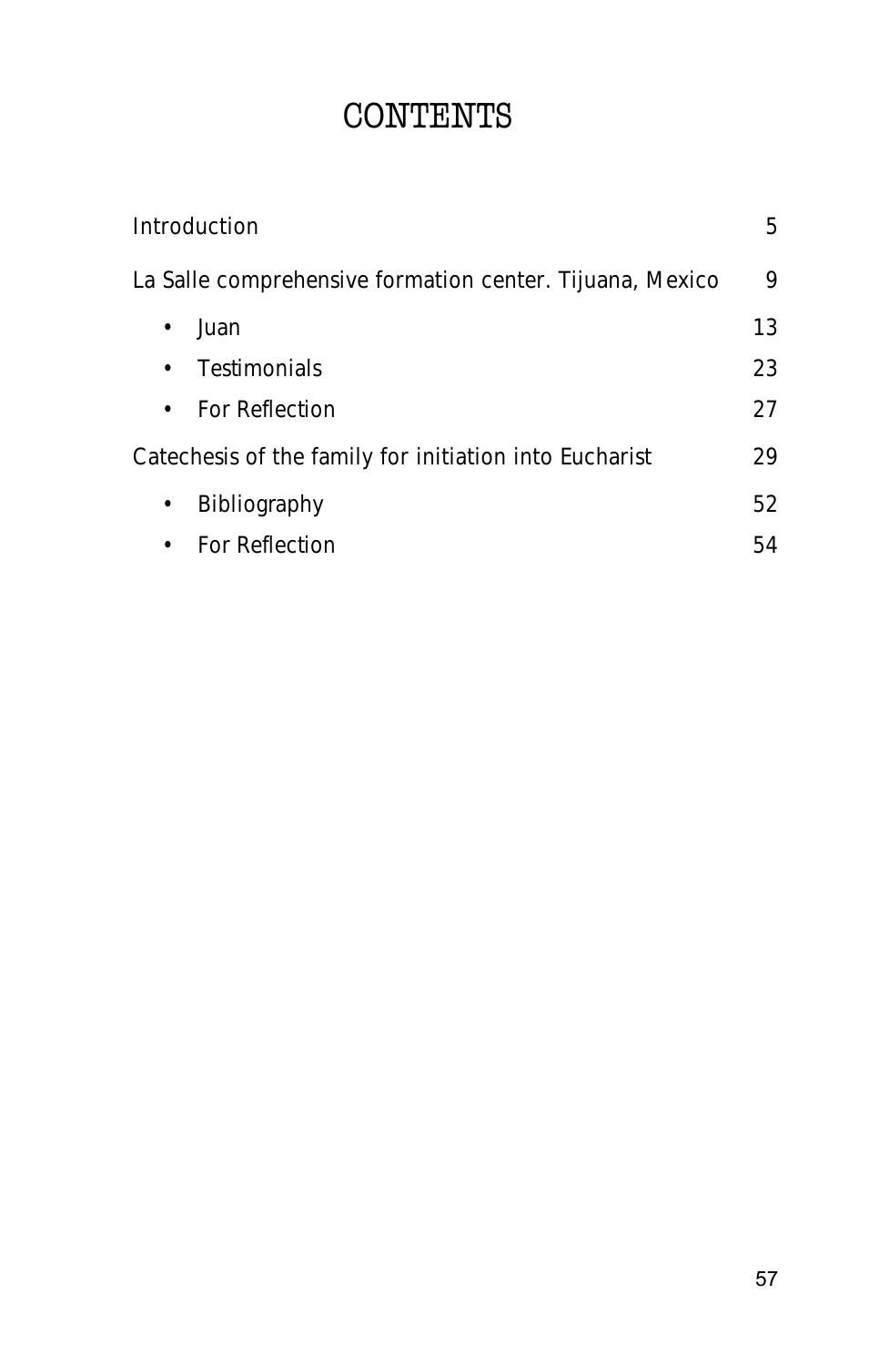# CONTENTS

| | |
|---|---|
| Introduction | 5 |
| La Salle comprehensive formation center. Tijuana, Mexico | 9 |
| • Juan | 13 |
| • Testimonials | 23 |
| • For Reflection | 27 |
| Catechesis of the family for initiation into Eucharist | 29 |
| • Bibliography | 52 |
| • For Reflection | 54 |